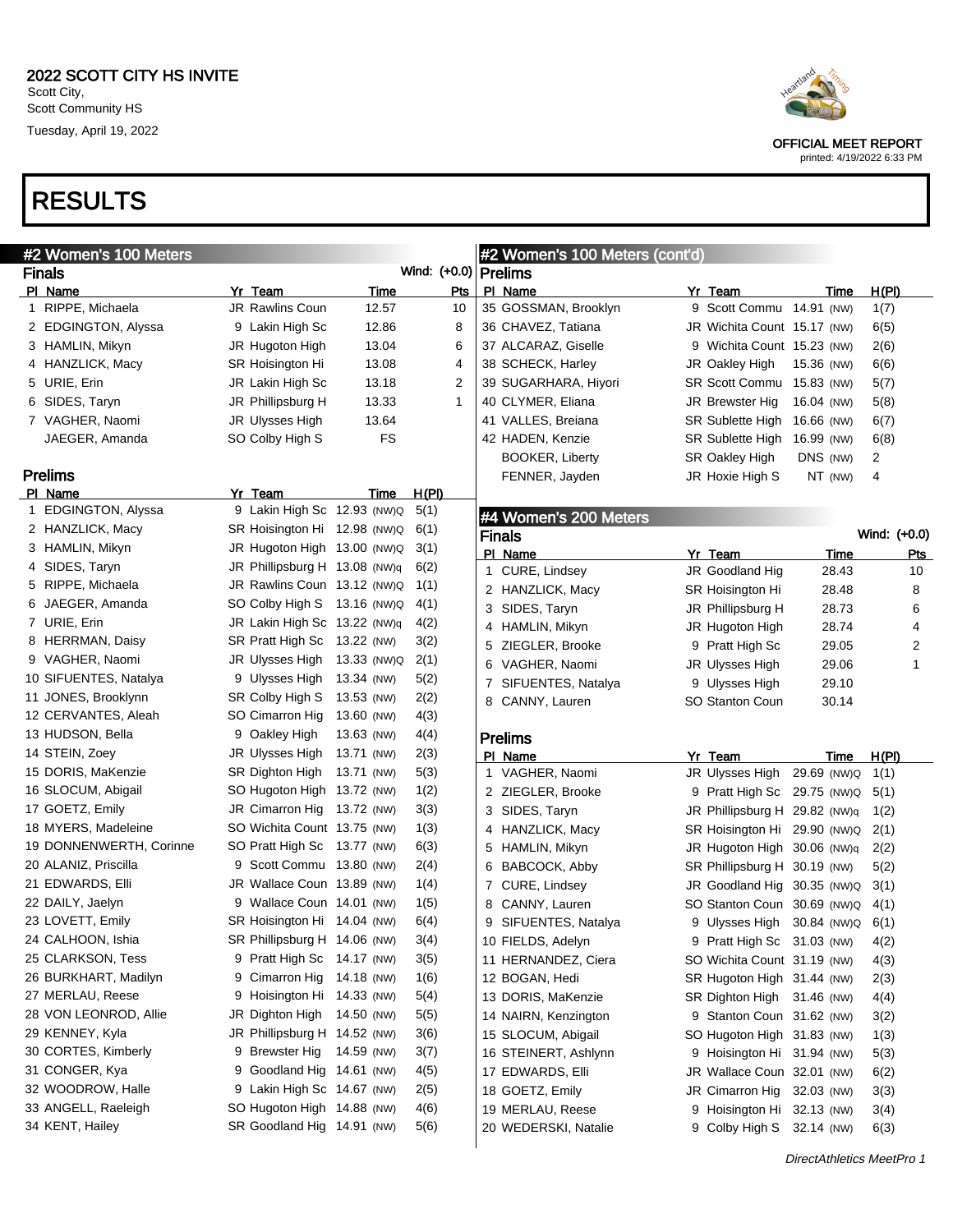2022 SCOTT CITY HS INVITE
Scott City,
Scott Community HS
Tuesday, April 19, 2022

OFFICIAL MEET REPORT
printed: 4/19/2022 6:33 PM

# RESULTS

## #2 Women's 100 Meters

### Finals

Wind: (+0.0)

| Pl | Name | Yr | Team | Time | Pts |
|---|---|---|---|---|---|
| 1 | RIPPE, Michaela | JR | Rawlins Coun | 12.57 | 10 |
| 2 | EDGINGTON, Alyssa | 9 | Lakin High Sc | 12.86 | 8 |
| 3 | HAMLIN, Mikyn | JR | Hugoton High | 13.04 | 6 |
| 4 | HANZLICK, Macy | SR | Hoisington Hi | 13.08 | 4 |
| 5 | URIE, Erin | JR | Lakin High Sc | 13.18 | 2 |
| 6 | SIDES, Taryn | JR | Phillipsburg H | 13.33 | 1 |
| 7 | VAGHER, Naomi | JR | Ulysses High | 13.64 | |
| | JAEGER, Amanda | SO | Colby High S | FS | |

### Prelims

| Pl | Name | Yr | Team | Time | H(Pl) |
|---|---|---|---|---|---|
| 1 | EDGINGTON, Alyssa | 9 | Lakin High Sc | 12.93 (NW)Q | 5(1) |
| 2 | HANZLICK, Macy | SR | Hoisington Hi | 12.98 (NW)Q | 6(1) |
| 3 | HAMLIN, Mikyn | JR | Hugoton High | 13.00 (NW)Q | 3(1) |
| 4 | SIDES, Taryn | JR | Phillipsburg H | 13.08 (NW)q | 6(2) |
| 5 | RIPPE, Michaela | JR | Rawlins Coun | 13.12 (NW)Q | 1(1) |
| 6 | JAEGER, Amanda | SO | Colby High S | 13.16 (NW)Q | 4(1) |
| 7 | URIE, Erin | JR | Lakin High Sc | 13.22 (NW)q | 4(2) |
| 8 | HERRMAN, Daisy | SR | Pratt High Sc | 13.22 (NW) | 3(2) |
| 9 | VAGHER, Naomi | JR | Ulysses High | 13.33 (NW)Q | 2(1) |
| 10 | SIFUENTES, Natalya | 9 | Ulysses High | 13.34 (NW) | 5(2) |
| 11 | JONES, Brooklynn | SR | Colby High S | 13.53 (NW) | 2(2) |
| 12 | CERVANTES, Aleah | SO | Cimarron Hig | 13.60 (NW) | 4(3) |
| 13 | HUDSON, Bella | 9 | Oakley High | 13.63 (NW) | 4(4) |
| 14 | STEIN, Zoey | JR | Ulysses High | 13.71 (NW) | 2(3) |
| 15 | DORIS, MaKenzie | SR | Dighton High | 13.71 (NW) | 5(3) |
| 16 | SLOCUM, Abigail | SO | Hugoton High | 13.72 (NW) | 1(2) |
| 17 | GOETZ, Emily | JR | Cimarron Hig | 13.72 (NW) | 3(3) |
| 18 | MYERS, Madeleine | SO | Wichita Count | 13.75 (NW) | 1(3) |
| 19 | DONNENWERTH, Corinne | SO | Pratt High Sc | 13.77 (NW) | 6(3) |
| 20 | ALANIZ, Priscilla | 9 | Scott Commu | 13.80 (NW) | 2(4) |
| 21 | EDWARDS, Elli | JR | Wallace Coun | 13.89 (NW) | 1(4) |
| 22 | DAILY, Jaelyn | 9 | Wallace Coun | 14.01 (NW) | 1(5) |
| 23 | LOVETT, Emily | SR | Hoisington Hi | 14.04 (NW) | 6(4) |
| 24 | CALHOON, Ishia | SR | Phillipsburg H | 14.06 (NW) | 3(4) |
| 25 | CLARKSON, Tess | 9 | Pratt High Sc | 14.17 (NW) | 3(5) |
| 26 | BURKHART, Madilyn | 9 | Cimarron Hig | 14.18 (NW) | 1(6) |
| 27 | MERLAU, Reese | 9 | Hoisington Hi | 14.33 (NW) | 5(4) |
| 28 | VON LEONROD, Allie | JR | Dighton High | 14.50 (NW) | 5(5) |
| 29 | KENNEY, Kyla | JR | Phillipsburg H | 14.52 (NW) | 3(6) |
| 30 | CORTES, Kimberly | 9 | Brewster Hig | 14.59 (NW) | 3(7) |
| 31 | CONGER, Kya | 9 | Goodland Hig | 14.61 (NW) | 4(5) |
| 32 | WOODROW, Halle | 9 | Lakin High Sc | 14.67 (NW) | 2(5) |
| 33 | ANGELL, Raeleigh | SO | Hugoton High | 14.88 (NW) | 4(6) |
| 34 | KENT, Hailey | SR | Goodland Hig | 14.91 (NW) | 5(6) |
| 35 | GOSSMAN, Brooklyn | 9 | Scott Commu | 14.91 (NW) | 1(7) |
| 36 | CHAVEZ, Tatiana | JR | Wichita Count | 15.17 (NW) | 6(5) |
| 37 | ALCARAZ, Giselle | 9 | Wichita Count | 15.23 (NW) | 2(6) |
| 38 | SCHECK, Harley | JR | Oakley High | 15.36 (NW) | 6(6) |
| 39 | SUGARHARA, Hiyori | SR | Scott Commu | 15.83 (NW) | 5(7) |
| 40 | CLYMER, Eliana | JR | Brewster Hig | 16.04 (NW) | 5(8) |
| 41 | VALLES, Breiana | SR | Sublette High | 16.66 (NW) | 6(7) |
| 42 | HADEN, Kenzie | SR | Sublette High | 16.99 (NW) | 6(8) |
| | BOOKER, Liberty | SR | Oakley High | DNS (NW) | 2 |
| | FENNER, Jayden | JR | Hoxie High S | NT (NW) | 4 |

## #4 Women's 200 Meters

### Finals

Wind: (+0.0)

| Pl | Name | Yr | Team | Time | Pts |
|---|---|---|---|---|---|
| 1 | CURE, Lindsey | JR | Goodland Hig | 28.43 | 10 |
| 2 | HANZLICK, Macy | SR | Hoisington Hi | 28.48 | 8 |
| 3 | SIDES, Taryn | JR | Phillipsburg H | 28.73 | 6 |
| 4 | HAMLIN, Mikyn | JR | Hugoton High | 28.74 | 4 |
| 5 | ZIEGLER, Brooke | 9 | Pratt High Sc | 29.05 | 2 |
| 6 | VAGHER, Naomi | JR | Ulysses High | 29.06 | 1 |
| 7 | SIFUENTES, Natalya | 9 | Ulysses High | 29.10 | |
| 8 | CANNY, Lauren | SO | Stanton Coun | 30.14 | |

### Prelims

| Pl | Name | Yr | Team | Time | H(Pl) |
|---|---|---|---|---|---|
| 1 | VAGHER, Naomi | JR | Ulysses High | 29.69 (NW)Q | 1(1) |
| 2 | ZIEGLER, Brooke | 9 | Pratt High Sc | 29.75 (NW)Q | 5(1) |
| 3 | SIDES, Taryn | JR | Phillipsburg H | 29.82 (NW)q | 1(2) |
| 4 | HANZLICK, Macy | SR | Hoisington Hi | 29.90 (NW)Q | 2(1) |
| 5 | HAMLIN, Mikyn | JR | Hugoton High | 30.06 (NW)q | 2(2) |
| 6 | BABCOCK, Abby | SR | Phillipsburg H | 30.19 (NW) | 5(2) |
| 7 | CURE, Lindsey | JR | Goodland Hig | 30.35 (NW)Q | 3(1) |
| 8 | CANNY, Lauren | SO | Stanton Coun | 30.69 (NW)Q | 4(1) |
| 9 | SIFUENTES, Natalya | 9 | Ulysses High | 30.84 (NW)Q | 6(1) |
| 10 | FIELDS, Adelyn | 9 | Pratt High Sc | 31.03 (NW) | 4(2) |
| 11 | HERNANDEZ, Ciera | SO | Wichita Count | 31.19 (NW) | 4(3) |
| 12 | BOGAN, Hedi | SR | Hugoton High | 31.44 (NW) | 2(3) |
| 13 | DORIS, MaKenzie | SR | Dighton High | 31.46 (NW) | 4(4) |
| 14 | NAIRN, Kenzington | 9 | Stanton Coun | 31.62 (NW) | 3(2) |
| 15 | SLOCUM, Abigail | SO | Hugoton High | 31.83 (NW) | 1(3) |
| 16 | STEINERT, Ashlynn | 9 | Hoisington Hi | 31.94 (NW) | 5(3) |
| 17 | EDWARDS, Elli | JR | Wallace Coun | 32.01 (NW) | 6(2) |
| 18 | GOETZ, Emily | JR | Cimarron Hig | 32.03 (NW) | 3(3) |
| 19 | MERLAU, Reese | 9 | Hoisington Hi | 32.13 (NW) | 3(4) |
| 20 | WEDERSKI, Natalie | 9 | Colby High S | 32.14 (NW) | 6(3) |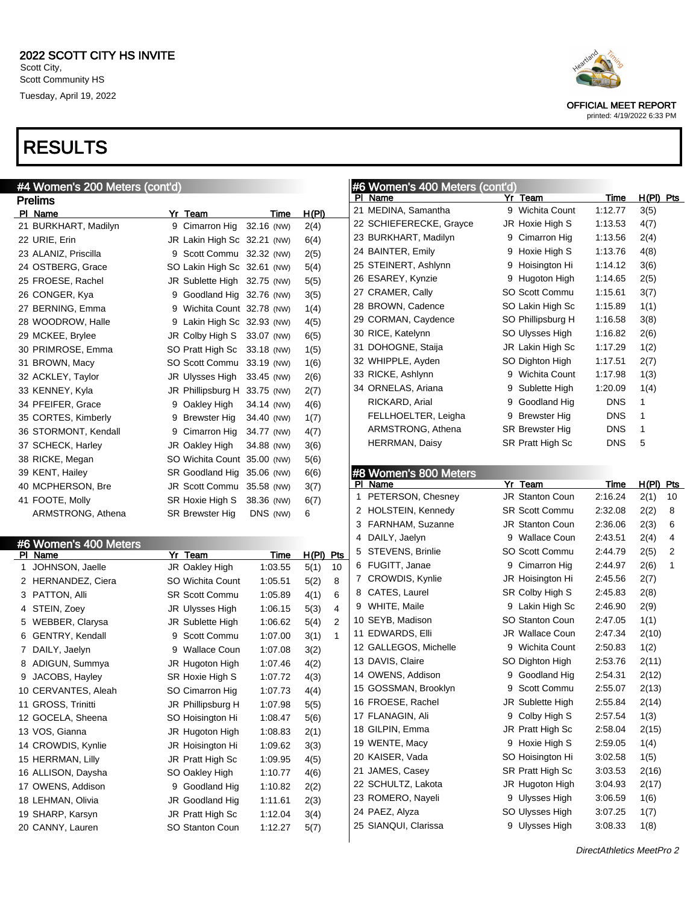# 2022 SCOTT CITY HS INVITE

Scott City,
Scott Community HS
Tuesday, April 19, 2022

OFFICIAL MEET REPORT
printed: 4/19/2022 6:33 PM

# RESULTS

## #4 Women's 200 Meters (cont'd)

### Prelims

| Pl | Name | Yr | Team | Time | | H(Pl) |
|---|---|---|---|---|---|---|
| 21 | BURKHART, Madilyn | 9 | Cimarron Hig | 32.16 | (NW) | 2(4) |
| 22 | URIE, Erin | JR | Lakin High Sc | 32.21 | (NW) | 6(4) |
| 23 | ALANIZ, Priscilla | 9 | Scott Commu | 32.32 | (NW) | 2(5) |
| 24 | OSTBERG, Grace | SO | Lakin High Sc | 32.61 | (NW) | 5(4) |
| 25 | FROESE, Rachel | JR | Sublette High | 32.75 | (NW) | 5(5) |
| 26 | CONGER, Kya | 9 | Goodland Hig | 32.76 | (NW) | 3(5) |
| 27 | BERNING, Emma | 9 | Wichita Count | 32.78 | (NW) | 1(4) |
| 28 | WOODROW, Halle | 9 | Lakin High Sc | 32.93 | (NW) | 4(5) |
| 29 | MCKEE, Brylee | JR | Colby High S | 33.07 | (NW) | 6(5) |
| 30 | PRIMROSE, Emma | SO | Pratt High Sc | 33.18 | (NW) | 1(5) |
| 31 | BROWN, Macy | SO | Scott Commu | 33.19 | (NW) | 1(6) |
| 32 | ACKLEY, Taylor | JR | Ulysses High | 33.45 | (NW) | 2(6) |
| 33 | KENNEY, Kyla | JR | Phillipsburg H | 33.75 | (NW) | 2(7) |
| 34 | PFEIFER, Grace | 9 | Oakley High | 34.14 | (NW) | 4(6) |
| 35 | CORTES, Kimberly | 9 | Brewster Hig | 34.40 | (NW) | 1(7) |
| 36 | STORMONT, Kendall | 9 | Cimarron Hig | 34.77 | (NW) | 4(7) |
| 37 | SCHECK, Harley | JR | Oakley High | 34.88 | (NW) | 3(6) |
| 38 | RICKE, Megan | SO | Wichita Count | 35.00 | (NW) | 5(6) |
| 39 | KENT, Hailey | SR | Goodland Hig | 35.06 | (NW) | 6(6) |
| 40 | MCPHERSON, Bre | JR | Scott Commu | 35.58 | (NW) | 3(7) |
| 41 | FOOTE, Molly | SR | Hoxie High S | 38.36 | (NW) | 6(7) |
| | ARMSTRONG, Athena | SR | Brewster Hig | DNS | (NW) | 6 |

## #6 Women's 400 Meters

| Pl | Name | Yr | Team | Time | H(Pl) | Pts |
|---|---|---|---|---|---|---|
| 1 | JOHNSON, Jaelle | JR | Oakley High | 1:03.55 | 5(1) | 10 |
| 2 | HERNANDEZ, Ciera | SO | Wichita Count | 1:05.51 | 5(2) | 8 |
| 3 | PATTON, Alli | SR | Scott Commu | 1:05.89 | 4(1) | 6 |
| 4 | STEIN, Zoey | JR | Ulysses High | 1:06.15 | 5(3) | 4 |
| 5 | WEBBER, Clarysa | JR | Sublette High | 1:06.62 | 5(4) | 2 |
| 6 | GENTRY, Kendall | 9 | Scott Commu | 1:07.00 | 3(1) | 1 |
| 7 | DAILY, Jaelyn | 9 | Wallace Coun | 1:07.08 | 3(2) | |
| 8 | ADIGUN, Summya | JR | Hugoton High | 1:07.46 | 4(2) | |
| 9 | JACOBS, Hayley | SR | Hoxie High S | 1:07.72 | 4(3) | |
| 10 | CERVANTES, Aleah | SO | Cimarron Hig | 1:07.73 | 4(4) | |
| 11 | GROSS, Trinitti | JR | Phillipsburg H | 1:07.98 | 5(5) | |
| 12 | GOCELA, Sheena | SO | Hoisington Hi | 1:08.47 | 5(6) | |
| 13 | VOS, Gianna | JR | Hugoton High | 1:08.83 | 2(1) | |
| 14 | CROWDIS, Kynlie | JR | Hoisington Hi | 1:09.62 | 3(3) | |
| 15 | HERRMAN, Lilly | JR | Pratt High Sc | 1:09.95 | 4(5) | |
| 16 | ALLISON, Daysha | SO | Oakley High | 1:10.77 | 4(6) | |
| 17 | OWENS, Addison | 9 | Goodland Hig | 1:10.82 | 2(2) | |
| 18 | LEHMAN, Olivia | JR | Goodland Hig | 1:11.61 | 2(3) | |
| 19 | SHARP, Karsyn | JR | Pratt High Sc | 1:12.04 | 3(4) | |
| 20 | CANNY, Lauren | SO | Stanton Coun | 1:12.27 | 5(7) | |
| 21 | MEDINA, Samantha | 9 | Wichita Count | 1:12.77 | 3(5) | |
| 22 | SCHIEFERECKE, Grayce | JR | Hoxie High S | 1:13.53 | 4(7) | |
| 23 | BURKHART, Madilyn | 9 | Cimarron Hig | 1:13.56 | 2(4) | |
| 24 | BAINTER, Emily | 9 | Hoxie High S | 1:13.76 | 4(8) | |
| 25 | STEINERT, Ashlynn | 9 | Hoisington Hi | 1:14.12 | 3(6) | |
| 26 | ESAREY, Kynzie | 9 | Hugoton High | 1:14.65 | 2(5) | |
| 27 | CRAMER, Cally | SO | Scott Commu | 1:15.61 | 3(7) | |
| 28 | BROWN, Cadence | SO | Lakin High Sc | 1:15.89 | 1(1) | |
| 29 | CORMAN, Caydence | SO | Phillipsburg H | 1:16.58 | 3(8) | |
| 30 | RICE, Katelynn | SO | Ulysses High | 1:16.82 | 2(6) | |
| 31 | DOHOGNE, Staija | JR | Lakin High Sc | 1:17.29 | 1(2) | |
| 32 | WHIPPLE, Ayden | SO | Dighton High | 1:17.51 | 2(7) | |
| 33 | RICKE, Ashlynn | 9 | Wichita Count | 1:17.98 | 1(3) | |
| 34 | ORNELAS, Ariana | 9 | Sublette High | 1:20.09 | 1(4) | |
| | RICKARD, Arial | 9 | Goodland Hig | DNS | 1 | |
| | FELLHOELTER, Leigha | 9 | Brewster Hig | DNS | 1 | |
| | ARMSTRONG, Athena | SR | Brewster Hig | DNS | 1 | |
| | HERRMAN, Daisy | SR | Pratt High Sc | DNS | 5 | |

## #8 Women's 800 Meters

| Pl | Name | Yr | Team | Time | H(Pl) | Pts |
|---|---|---|---|---|---|---|
| 1 | PETERSON, Chesney | JR | Stanton Coun | 2:16.24 | 2(1) | 10 |
| 2 | HOLSTEIN, Kennedy | SR | Scott Commu | 2:32.08 | 2(2) | 8 |
| 3 | FARNHAM, Suzanne | JR | Stanton Coun | 2:36.06 | 2(3) | 6 |
| 4 | DAILY, Jaelyn | 9 | Wallace Coun | 2:43.51 | 2(4) | 4 |
| 5 | STEVENS, Brinlie | SO | Scott Commu | 2:44.79 | 2(5) | 2 |
| 6 | FUGITT, Janae | 9 | Cimarron Hig | 2:44.97 | 2(6) | 1 |
| 7 | CROWDIS, Kynlie | JR | Hoisington Hi | 2:45.56 | 2(7) | |
| 8 | CATES, Laurel | SR | Colby High S | 2:45.83 | 2(8) | |
| 9 | WHITE, Maile | 9 | Lakin High Sc | 2:46.90 | 2(9) | |
| 10 | SEYB, Madison | SO | Stanton Coun | 2:47.05 | 1(1) | |
| 11 | EDWARDS, Elli | JR | Wallace Coun | 2:47.34 | 2(10) | |
| 12 | GALLEGOS, Michelle | 9 | Wichita Count | 2:50.83 | 1(2) | |
| 13 | DAVIS, Claire | SO | Dighton High | 2:53.76 | 2(11) | |
| 14 | OWENS, Addison | 9 | Goodland Hig | 2:54.31 | 2(12) | |
| 15 | GOSSMAN, Brooklyn | 9 | Scott Commu | 2:55.07 | 2(13) | |
| 16 | FROESE, Rachel | JR | Sublette High | 2:55.84 | 2(14) | |
| 17 | FLANAGIN, Ali | 9 | Colby High S | 2:57.54 | 1(3) | |
| 18 | GILPIN, Emma | JR | Pratt High Sc | 2:58.04 | 2(15) | |
| 19 | WENTE, Macy | 9 | Hoxie High S | 2:59.05 | 1(4) | |
| 20 | KAISER, Vada | SO | Hoisington Hi | 3:02.58 | 1(5) | |
| 21 | JAMES, Casey | SR | Pratt High Sc | 3:03.53 | 2(16) | |
| 22 | SCHULTZ, Lakota | JR | Hugoton High | 3:04.93 | 2(17) | |
| 23 | ROMERO, Nayeli | 9 | Ulysses High | 3:06.59 | 1(6) | |
| 24 | PAEZ, Alyza | SO | Ulysses High | 3:07.25 | 1(7) | |
| 25 | SIANQUI, Clarissa | 9 | Ulysses High | 3:08.33 | 1(8) | |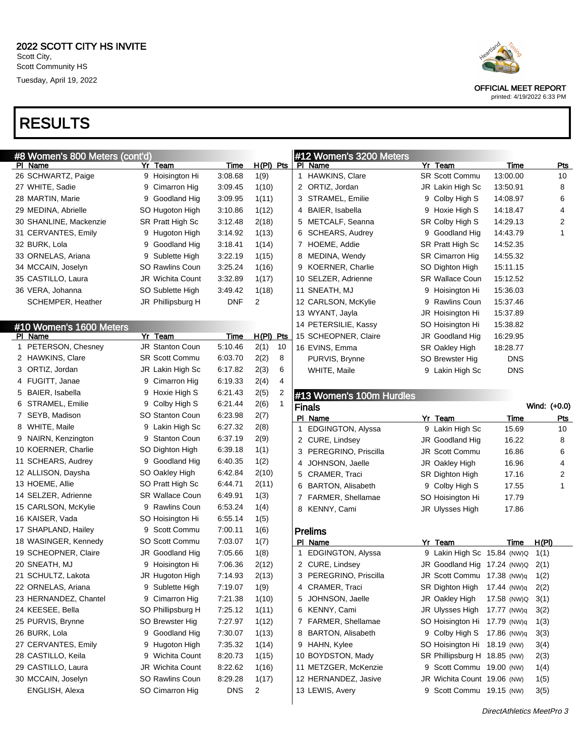# 2022 SCOTT CITY HS INVITE

Scott City,
Scott Community HS
Tuesday, April 19, 2022

OFFICIAL MEET REPORT
printed: 4/19/2022 6:33 PM

# RESULTS

## #8 Women's 800 Meters (cont'd)

| Pl | Name | Yr | Team | Time | H(Pl) | Pts |
|---|---|---|---|---|---|---|
| 26 | SCHWARTZ, Paige | 9 | Hoisington Hi | 3:08.68 | 1(9) | |
| 27 | WHITE, Sadie | 9 | Cimarron Hig | 3:09.45 | 1(10) | |
| 28 | MARTIN, Marie | 9 | Goodland Hig | 3:09.95 | 1(11) | |
| 29 | MEDINA, Abrielle | SO | Hugoton High | 3:10.86 | 1(12) | |
| 30 | SHANLINE, Mackenzie | SR | Pratt High Sc | 3:12.48 | 2(18) | |
| 31 | CERVANTES, Emily | 9 | Hugoton High | 3:14.92 | 1(13) | |
| 32 | BURK, Lola | 9 | Goodland Hig | 3:18.41 | 1(14) | |
| 33 | ORNELAS, Ariana | 9 | Sublette High | 3:22.19 | 1(15) | |
| 34 | MCCAIN, Joselyn | SO | Rawlins Coun | 3:25.24 | 1(16) | |
| 35 | CASTILLO, Laura | JR | Wichita Count | 3:32.89 | 1(17) | |
| 36 | VERA, Johanna | SO | Sublette High | 3:49.42 | 1(18) | |
| | SCHEMPER, Heather | JR | Phillipsburg H | DNF | 2 | |

## #10 Women's 1600 Meters

| Pl | Name | Yr | Team | Time | H(Pl) | Pts |
|---|---|---|---|---|---|---|
| 1 | PETERSON, Chesney | JR | Stanton Coun | 5:10.46 | 2(1) | 10 |
| 2 | HAWKINS, Clare | SR | Scott Commu | 6:03.70 | 2(2) | 8 |
| 3 | ORTIZ, Jordan | JR | Lakin High Sc | 6:17.82 | 2(3) | 6 |
| 4 | FUGITT, Janae | 9 | Cimarron Hig | 6:19.33 | 2(4) | 4 |
| 5 | BAIER, Isabella | 9 | Hoxie High S | 6:21.43 | 2(5) | 2 |
| 6 | STRAMEL, Emilie | 9 | Colby High S | 6:21.44 | 2(6) | 1 |
| 7 | SEYB, Madison | SO | Stanton Coun | 6:23.98 | 2(7) | |
| 8 | WHITE, Maile | 9 | Lakin High Sc | 6:27.32 | 2(8) | |
| 9 | NAIRN, Kenzington | 9 | Stanton Coun | 6:37.19 | 2(9) | |
| 10 | KOERNER, Charlie | SO | Dighton High | 6:39.18 | 1(1) | |
| 11 | SCHEARS, Audrey | 9 | Goodland Hig | 6:40.35 | 1(2) | |
| 12 | ALLISON, Daysha | SO | Oakley High | 6:42.84 | 2(10) | |
| 13 | HOEME, Allie | SO | Pratt High Sc | 6:44.71 | 2(11) | |
| 14 | SELZER, Adrienne | SR | Wallace Coun | 6:49.91 | 1(3) | |
| 15 | CARLSON, McKylie | 9 | Rawlins Coun | 6:53.24 | 1(4) | |
| 16 | KAISER, Vada | SO | Hoisington Hi | 6:55.14 | 1(5) | |
| 17 | SHAPLAND, Hailey | 9 | Scott Commu | 7:00.11 | 1(6) | |
| 18 | WASINGER, Kennedy | SO | Scott Commu | 7:03.07 | 1(7) | |
| 19 | SCHEOPNER, Claire | JR | Goodland Hig | 7:05.66 | 1(8) | |
| 20 | SNEATH, MJ | 9 | Hoisington Hi | 7:06.36 | 2(12) | |
| 21 | SCHULTZ, Lakota | JR | Hugoton High | 7:14.93 | 2(13) | |
| 22 | ORNELAS, Ariana | 9 | Sublette High | 7:19.07 | 1(9) | |
| 23 | HERNANDEZ, Chantel | 9 | Cimarron Hig | 7:21.38 | 1(10) | |
| 24 | KEESEE, Bella | SO | Phillipsburg H | 7:25.12 | 1(11) | |
| 25 | PURVIS, Brynne | SO | Brewster Hig | 7:27.97 | 1(12) | |
| 26 | BURK, Lola | 9 | Goodland Hig | 7:30.07 | 1(13) | |
| 27 | CERVANTES, Emily | 9 | Hugoton High | 7:35.32 | 1(14) | |
| 28 | CASTILLO, Keila | 9 | Wichita Count | 8:20.73 | 1(15) | |
| 29 | CASTILLO, Laura | JR | Wichita Count | 8:22.62 | 1(16) | |
| 30 | MCCAIN, Joselyn | SO | Rawlins Coun | 8:29.28 | 1(17) | |
| | ENGLISH, Alexa | SO | Cimarron Hig | DNS | 2 | |

## #12 Women's 3200 Meters

| Pl | Name | Yr | Team | Time | Pts |
|---|---|---|---|---|---|
| 1 | HAWKINS, Clare | SR | Scott Commu | 13:00.00 | 10 |
| 2 | ORTIZ, Jordan | JR | Lakin High Sc | 13:50.91 | 8 |
| 3 | STRAMEL, Emilie | 9 | Colby High S | 14:08.97 | 6 |
| 4 | BAIER, Isabella | 9 | Hoxie High S | 14:18.47 | 4 |
| 5 | METCALF, Seanna | SR | Colby High S | 14:29.13 | 2 |
| 6 | SCHEARS, Audrey | 9 | Goodland Hig | 14:43.79 | 1 |
| 7 | HOEME, Addie | SR | Pratt High Sc | 14:52.35 | |
| 8 | MEDINA, Wendy | SR | Cimarron Hig | 14:55.32 | |
| 9 | KOERNER, Charlie | SO | Dighton High | 15:11.15 | |
| 10 | SELZER, Adrienne | SR | Wallace Coun | 15:12.52 | |
| 11 | SNEATH, MJ | 9 | Hoisington Hi | 15:36.03 | |
| 12 | CARLSON, McKylie | 9 | Rawlins Coun | 15:37.46 | |
| 13 | WYANT, Jayla | JR | Hoisington Hi | 15:37.89 | |
| 14 | PETERSILIE, Kassy | SO | Hoisington Hi | 15:38.82 | |
| 15 | SCHEOPNER, Claire | JR | Goodland Hig | 16:29.95 | |
| 16 | EVINS, Emma | SR | Oakley High | 18:28.77 | |
| | PURVIS, Brynne | SO | Brewster Hig | DNS | |
| | WHITE, Maile | 9 | Lakin High Sc | DNS | |

## #13 Women's 100m Hurdles

### Finals

Wind: (+0.0)

| Pl | Name | Yr | Team | Time | Pts |
|---|---|---|---|---|---|
| 1 | EDGINGTON, Alyssa | 9 | Lakin High Sc | 15.69 | 10 |
| 2 | CURE, Lindsey | JR | Goodland Hig | 16.22 | 8 |
| 3 | PEREGRINO, Priscilla | JR | Scott Commu | 16.86 | 6 |
| 4 | JOHNSON, Jaelle | JR | Oakley High | 16.96 | 4 |
| 5 | CRAMER, Traci | SR | Dighton High | 17.16 | 2 |
| 6 | BARTON, Alisabeth | 9 | Colby High S | 17.55 | 1 |
| 7 | FARMER, Shellamae | SO | Hoisington Hi | 17.79 | |
| 8 | KENNY, Cami | JR | Ulysses High | 17.86 | |

### Prelims

| Pl | Name | Yr | Team | Time | H(Pl) |
|---|---|---|---|---|---|
| 1 | EDGINGTON, Alyssa | 9 | Lakin High Sc | 15.84 (NW)Q | 1(1) |
| 2 | CURE, Lindsey | JR | Goodland Hig | 17.24 (NW)Q | 2(1) |
| 3 | PEREGRINO, Priscilla | JR | Scott Commu | 17.38 (NW)q | 1(2) |
| 4 | CRAMER, Traci | SR | Dighton High | 17.44 (NW)q | 2(2) |
| 5 | JOHNSON, Jaelle | JR | Oakley High | 17.58 (NW)Q | 3(1) |
| 6 | KENNY, Cami | JR | Ulysses High | 17.77 (NW)q | 3(2) |
| 7 | FARMER, Shellamae | SO | Hoisington Hi | 17.79 (NW)q | 1(3) |
| 8 | BARTON, Alisabeth | 9 | Colby High S | 17.86 (NW)q | 3(3) |
| 9 | HAHN, Kylee | SO | Hoisington Hi | 18.19 (NW) | 3(4) |
| 10 | BOYDSTON, Mady | SR | Phillipsburg H | 18.85 (NW) | 2(3) |
| 11 | METZGER, McKenzie | 9 | Scott Commu | 19.00 (NW) | 1(4) |
| 12 | HERNANDEZ, Jasive | JR | Wichita Count | 19.06 (NW) | 1(5) |
| 13 | LEWIS, Avery | 9 | Scott Commu | 19.15 (NW) | 3(5) |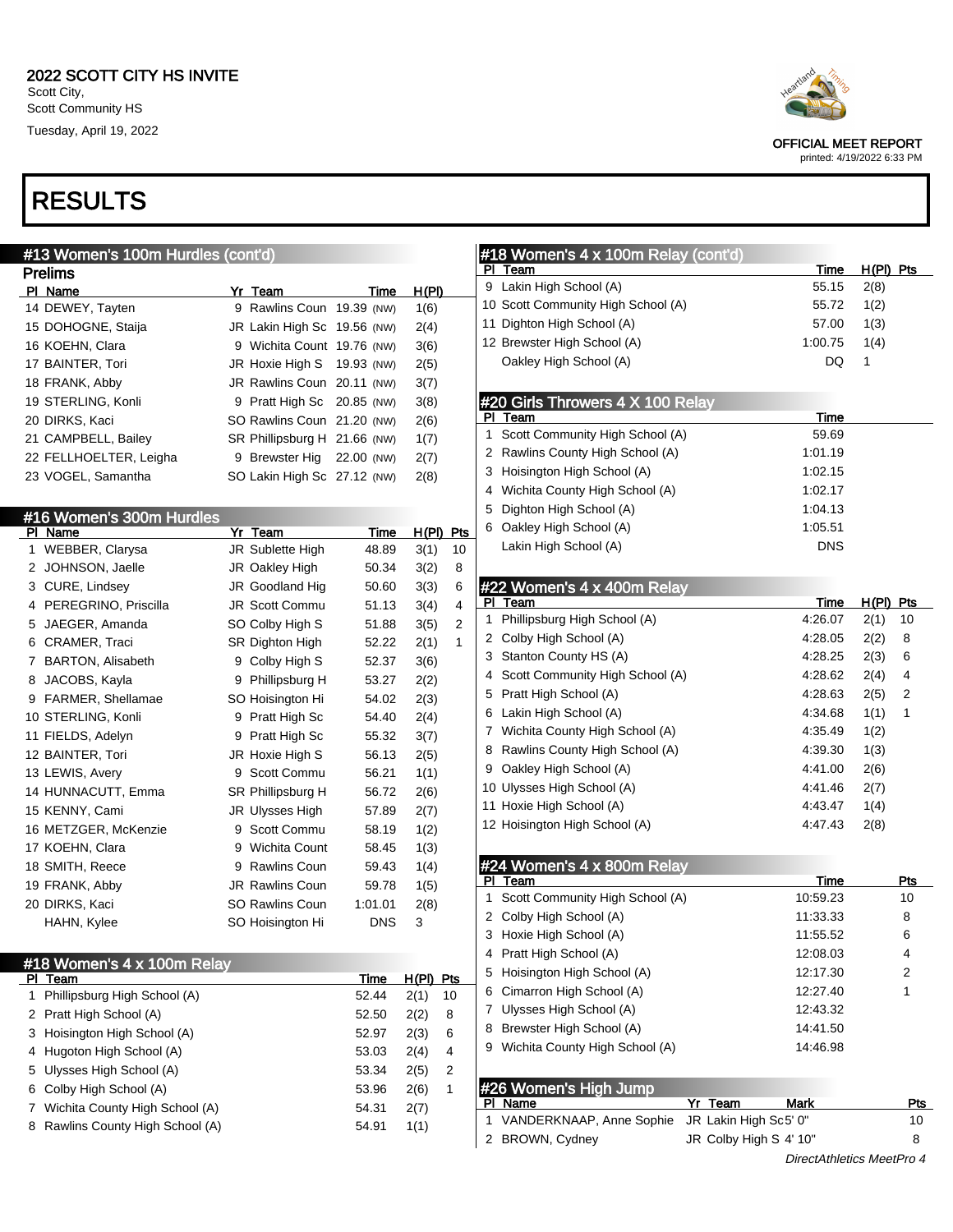2022 SCOTT CITY HS INVITE
Scott City,
Scott Community HS
Tuesday, April 19, 2022

OFFICIAL MEET REPORT
printed: 4/19/2022 6:33 PM

# RESULTS

## #13 Women's 100m Hurdles (cont'd)

### Prelims

| Pl | Name | Yr | Team | Time | | H(Pl) |
|---|---|---|---|---|---|---|
| 14 | DEWEY, Tayten | 9 | Rawlins Coun | 19.39 | (NW) | 1(6) |
| 15 | DOHOGNE, Staija | JR | Lakin High Sc | 19.56 | (NW) | 2(4) |
| 16 | KOEHN, Clara | 9 | Wichita Count | 19.76 | (NW) | 3(6) |
| 17 | BAINTER, Tori | JR | Hoxie High S | 19.93 | (NW) | 2(5) |
| 18 | FRANK, Abby | JR | Rawlins Coun | 20.11 | (NW) | 3(7) |
| 19 | STERLING, Konli | 9 | Pratt High Sc | 20.85 | (NW) | 3(8) |
| 20 | DIRKS, Kaci | SO | Rawlins Coun | 21.20 | (NW) | 2(6) |
| 21 | CAMPBELL, Bailey | SR | Phillipsburg H | 21.66 | (NW) | 1(7) |
| 22 | FELLHOELTER, Leigha | 9 | Brewster Hig | 22.00 | (NW) | 2(7) |
| 23 | VOGEL, Samantha | SO | Lakin High Sc | 27.12 | (NW) | 2(8) |

## #16 Women's 300m Hurdles

| Pl | Name | Yr | Team | Time | H(Pl) | Pts |
|---|---|---|---|---|---|---|
| 1 | WEBBER, Clarysa | JR | Sublette High | 48.89 | 3(1) | 10 |
| 2 | JOHNSON, Jaelle | JR | Oakley High | 50.34 | 3(2) | 8 |
| 3 | CURE, Lindsey | JR | Goodland Hig | 50.60 | 3(3) | 6 |
| 4 | PEREGRINO, Priscilla | JR | Scott Commu | 51.13 | 3(4) | 4 |
| 5 | JAEGER, Amanda | SO | Colby High S | 51.88 | 3(5) | 2 |
| 6 | CRAMER, Traci | SR | Dighton High | 52.22 | 2(1) | 1 |
| 7 | BARTON, Alisabeth | 9 | Colby High S | 52.37 | 3(6) | |
| 8 | JACOBS, Kayla | 9 | Phillipsburg H | 53.27 | 2(2) | |
| 9 | FARMER, Shellamae | SO | Hoisington Hi | 54.02 | 2(3) | |
| 10 | STERLING, Konli | 9 | Pratt High Sc | 54.40 | 2(4) | |
| 11 | FIELDS, Adelyn | 9 | Pratt High Sc | 55.32 | 3(7) | |
| 12 | BAINTER, Tori | JR | Hoxie High S | 56.13 | 2(5) | |
| 13 | LEWIS, Avery | 9 | Scott Commu | 56.21 | 1(1) | |
| 14 | HUNNACUTT, Emma | SR | Phillipsburg H | 56.72 | 2(6) | |
| 15 | KENNY, Cami | JR | Ulysses High | 57.89 | 2(7) | |
| 16 | METZGER, McKenzie | 9 | Scott Commu | 58.19 | 1(2) | |
| 17 | KOEHN, Clara | 9 | Wichita Count | 58.45 | 1(3) | |
| 18 | SMITH, Reece | 9 | Rawlins Coun | 59.43 | 1(4) | |
| 19 | FRANK, Abby | JR | Rawlins Coun | 59.78 | 1(5) | |
| 20 | DIRKS, Kaci | SO | Rawlins Coun | 1:01.01 | 2(8) | |
| | HAHN, Kylee | SO | Hoisington Hi | DNS | 3 | |

## #18 Women's 4 x 100m Relay

| Pl | Team | Time | H(Pl) | Pts |
|---|---|---|---|---|
| 1 | Phillipsburg High School (A) | 52.44 | 2(1) | 10 |
| 2 | Pratt High School (A) | 52.50 | 2(2) | 8 |
| 3 | Hoisington High School (A) | 52.97 | 2(3) | 6 |
| 4 | Hugoton High School (A) | 53.03 | 2(4) | 4 |
| 5 | Ulysses High School (A) | 53.34 | 2(5) | 2 |
| 6 | Colby High School (A) | 53.96 | 2(6) | 1 |
| 7 | Wichita County High School (A) | 54.31 | 2(7) | |
| 8 | Rawlins County High School (A) | 54.91 | 1(1) | |
| 9 | Lakin High School (A) | 55.15 | 2(8) | |
| 10 | Scott Community High School (A) | 55.72 | 1(2) | |
| 11 | Dighton High School (A) | 57.00 | 1(3) | |
| 12 | Brewster High School (A) | 1:00.75 | 1(4) | |
| | Oakley High School (A) | DQ | 1 | |

## #20 Girls Throwers 4 X 100 Relay

| Pl | Team | Time |
|---|---|---|
| 1 | Scott Community High School (A) | 59.69 |
| 2 | Rawlins County High School (A) | 1:01.19 |
| 3 | Hoisington High School (A) | 1:02.15 |
| 4 | Wichita County High School (A) | 1:02.17 |
| 5 | Dighton High School (A) | 1:04.13 |
| 6 | Oakley High School (A) | 1:05.51 |
| | Lakin High School (A) | DNS |

## #22 Women's 4 x 400m Relay

| Pl | Team | Time | H(Pl) | Pts |
|---|---|---|---|---|
| 1 | Phillipsburg High School (A) | 4:26.07 | 2(1) | 10 |
| 2 | Colby High School (A) | 4:28.05 | 2(2) | 8 |
| 3 | Stanton County HS (A) | 4:28.25 | 2(3) | 6 |
| 4 | Scott Community High School (A) | 4:28.62 | 2(4) | 4 |
| 5 | Pratt High School (A) | 4:28.63 | 2(5) | 2 |
| 6 | Lakin High School (A) | 4:34.68 | 1(1) | 1 |
| 7 | Wichita County High School (A) | 4:35.49 | 1(2) | |
| 8 | Rawlins County High School (A) | 4:39.30 | 1(3) | |
| 9 | Oakley High School (A) | 4:41.00 | 2(6) | |
| 10 | Ulysses High School (A) | 4:41.46 | 2(7) | |
| 11 | Hoxie High School (A) | 4:43.47 | 1(4) | |
| 12 | Hoisington High School (A) | 4:47.43 | 2(8) | |

## #24 Women's 4 x 800m Relay

| Pl | Team | Time | Pts |
|---|---|---|---|
| 1 | Scott Community High School (A) | 10:59.23 | 10 |
| 2 | Colby High School (A) | 11:33.33 | 8 |
| 3 | Hoxie High School (A) | 11:55.52 | 6 |
| 4 | Pratt High School (A) | 12:08.03 | 4 |
| 5 | Hoisington High School (A) | 12:17.30 | 2 |
| 6 | Cimarron High School (A) | 12:27.40 | 1 |
| 7 | Ulysses High School (A) | 12:43.32 | |
| 8 | Brewster High School (A) | 14:41.50 | |
| 9 | Wichita County High School (A) | 14:46.98 | |

## #26 Women's High Jump

| Pl | Name | Yr | Team | Mark | Pts |
|---|---|---|---|---|---|
| 1 | VANDERKNAAP, Anne Sophie | JR | Lakin High Sc | 5' 0" | 10 |
| 2 | BROWN, Cydney | JR | Colby High S | 4' 10" | 8 |

DirectAthletics MeetPro 4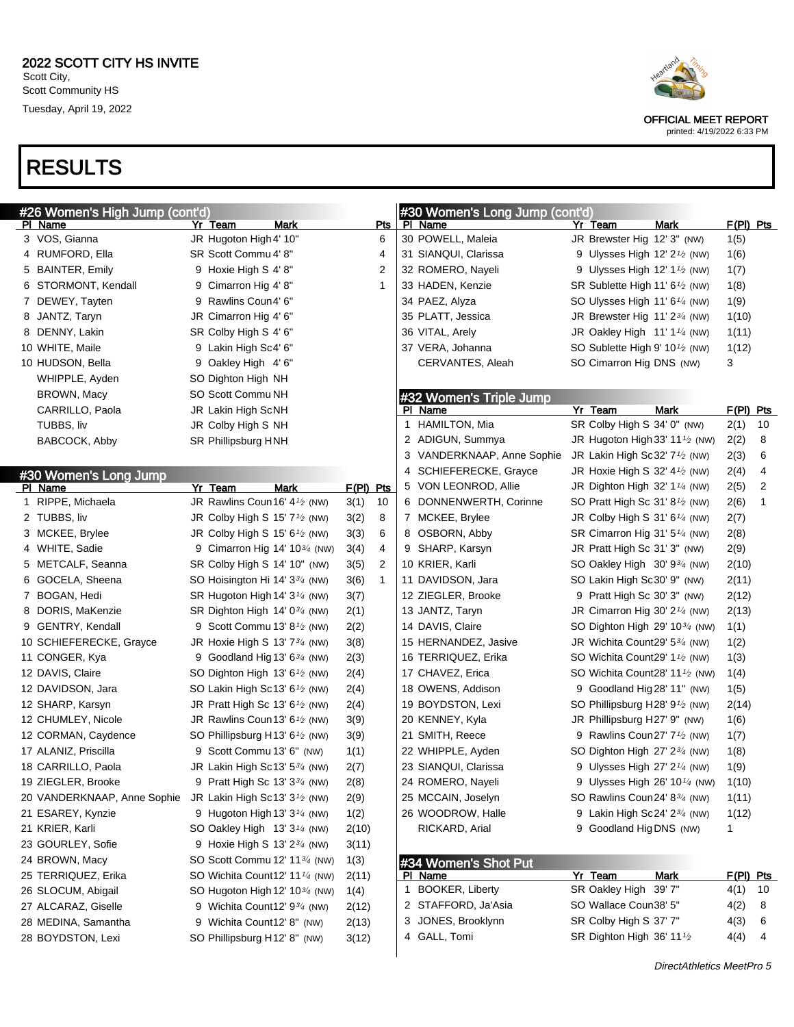# 2022 SCOTT CITY HS INVITE

Scott City,
Scott Community HS
Tuesday, April 19, 2022

OFFICIAL MEET REPORT
printed: 4/19/2022 6:33 PM

# RESULTS

## #26 Women's High Jump (cont'd)

| Pl | Name | Yr | Team | Mark | Pts |
|---|---|---|---|---|---|
| 3 | VOS, Gianna | JR | Hugoton High | 4' 10" | 6 |
| 4 | RUMFORD, Ella | SR | Scott Commu | 4' 8" | 4 |
| 5 | BAINTER, Emily | 9 | Hoxie High S | 4' 8" | 2 |
| 6 | STORMONT, Kendall | 9 | Cimarron Hig | 4' 8" | 1 |
| 7 | DEWEY, Tayten | 9 | Rawlins Coun | 4' 6" | |
| 8 | JANTZ, Taryn | JR | Cimarron Hig | 4' 6" | |
| 8 | DENNY, Lakin | SR | Colby High S | 4' 6" | |
| 10 | WHITE, Maile | 9 | Lakin High Sc | 4' 6" | |
| 10 | HUDSON, Bella | 9 | Oakley High | 4' 6" | |
| | WHIPPLE, Ayden | SO | Dighton High | NH | |
| | BROWN, Macy | SO | Scott Commu | NH | |
| | CARRILLO, Paola | JR | Lakin High Sc | NH | |
| | TUBBS, liv | JR | Colby High S | NH | |
| | BABCOCK, Abby | SR | Phillipsburg H | NH | |

## #30 Women's Long Jump

| Pl | Name | Yr | Team | Mark | | F(Pl) | Pts |
|---|---|---|---|---|---|---|---|
| 1 | RIPPE, Michaela | JR | Rawlins Coun | 16' 4½ | (NW) | 3(1) | 10 |
| 2 | TUBBS, liv | JR | Colby High S | 15' 7½ | (NW) | 3(2) | 8 |
| 3 | MCKEE, Brylee | JR | Colby High S | 15' 6½ | (NW) | 3(3) | 6 |
| 4 | WHITE, Sadie | 9 | Cimarron Hig | 14' 10¾ | (NW) | 3(4) | 4 |
| 5 | METCALF, Seanna | SR | Colby High S | 14' 10" | (NW) | 3(5) | 2 |
| 6 | GOCELA, Sheena | SO | Hoisington Hi | 14' 3¾ | (NW) | 3(6) | 1 |
| 7 | BOGAN, Hedi | SR | Hugoton High | 14' 3¼ | (NW) | 3(7) | |
| 8 | DORIS, MaKenzie | SR | Dighton High | 14' 0¾ | (NW) | 2(1) | |
| 9 | GENTRY, Kendall | 9 | Scott Commu | 13' 8½ | (NW) | 2(2) | |
| 10 | SCHIEFERECKE, Grayce | JR | Hoxie High S | 13' 7¾ | (NW) | 3(8) | |
| 11 | CONGER, Kya | 9 | Goodland Hig | 13' 6¾ | (NW) | 2(3) | |
| 12 | DAVIS, Claire | SO | Dighton High | 13' 6½ | (NW) | 2(4) | |
| 12 | DAVIDSON, Jara | SO | Lakin High Sc | 13' 6½ | (NW) | 2(4) | |
| 12 | SHARP, Karsyn | JR | Pratt High Sc | 13' 6½ | (NW) | 2(4) | |
| 12 | CHUMLEY, Nicole | JR | Rawlins Coun | 13' 6½ | (NW) | 3(9) | |
| 12 | CORMAN, Caydence | SO | Phillipsburg H | 13' 6½ | (NW) | 3(9) | |
| 17 | ALANIZ, Priscilla | 9 | Scott Commu | 13' 6" | (NW) | 1(1) | |
| 18 | CARRILLO, Paola | JR | Lakin High Sc | 13' 5¾ | (NW) | 2(7) | |
| 19 | ZIEGLER, Brooke | 9 | Pratt High Sc | 13' 3¾ | (NW) | 2(8) | |
| 20 | VANDERKNAAP, Anne Sophie | JR | Lakin High Sc | 13' 3½ | (NW) | 2(9) | |
| 21 | ESAREY, Kynzie | 9 | Hugoton High | 13' 3¼ | (NW) | 1(2) | |
| 21 | KRIER, Karli | SO | Oakley High | 13' 3¼ | (NW) | 2(10) | |
| 23 | GOURLEY, Sofie | 9 | Hoxie High S | 13' 2¾ | (NW) | 3(11) | |
| 24 | BROWN, Macy | SO | Scott Commu | 12' 11¾ | (NW) | 1(3) | |
| 25 | TERRIQUEZ, Erika | SO | Wichita Count | 12' 11¼ | (NW) | 2(11) | |
| 26 | SLOCUM, Abigail | SO | Hugoton High | 12' 10¾ | (NW) | 1(4) | |
| 27 | ALCARAZ, Giselle | 9 | Wichita Count | 12' 9¾ | (NW) | 2(12) | |
| 28 | MEDINA, Samantha | 9 | Wichita Count | 12' 8" | (NW) | 2(13) | |
| 28 | BOYDSTON, Lexi | SO | Phillipsburg H | 12' 8" | (NW) | 3(12) | |

## #30 Women's Long Jump (cont'd)

| Pl | Name | Yr | Team | Mark | | F(Pl) | Pts |
|---|---|---|---|---|---|---|---|
| 30 | POWELL, Maleia | JR | Brewster Hig | 12' 3" | (NW) | 1(5) | |
| 31 | SIANQUI, Clarissa | 9 | Ulysses High | 12' 2½ | (NW) | 1(6) | |
| 32 | ROMERO, Nayeli | 9 | Ulysses High | 12' 1½ | (NW) | 1(7) | |
| 33 | HADEN, Kenzie | SR | Sublette High | 11' 6½ | (NW) | 1(8) | |
| 34 | PAEZ, Alyza | SO | Ulysses High | 11' 6¼ | (NW) | 1(9) | |
| 35 | PLATT, Jessica | JR | Brewster Hig | 11' 2¾ | (NW) | 1(10) | |
| 36 | VITAL, Arely | JR | Oakley High | 11' 1¼ | (NW) | 1(11) | |
| 37 | VERA, Johanna | SO | Sublette High | 9' 10½ | (NW) | 1(12) | |
| | CERVANTES, Aleah | SO | Cimarron Hig | DNS | (NW) | 3 | |

## #32 Women's Triple Jump

| Pl | Name | Yr | Team | Mark | | F(Pl) | Pts |
|---|---|---|---|---|---|---|---|
| 1 | HAMILTON, Mia | SR | Colby High S | 34' 0" | (NW) | 2(1) | 10 |
| 2 | ADIGUN, Summya | JR | Hugoton High | 33' 11½ | (NW) | 2(2) | 8 |
| 3 | VANDERKNAAP, Anne Sophie | JR | Lakin High Sc | 32' 7½ | (NW) | 2(3) | 6 |
| 4 | SCHIEFERECKE, Grayce | JR | Hoxie High S | 32' 4½ | (NW) | 2(4) | 4 |
| 5 | VON LEONROD, Allie | JR | Dighton High | 32' 1¼ | (NW) | 2(5) | 2 |
| 6 | DONNENWERTH, Corinne | SO | Pratt High Sc | 31' 8½ | (NW) | 2(6) | 1 |
| 7 | MCKEE, Brylee | JR | Colby High S | 31' 6¼ | (NW) | 2(7) | |
| 8 | OSBORN, Abby | SR | Cimarron Hig | 31' 5¼ | (NW) | 2(8) | |
| 9 | SHARP, Karsyn | JR | Pratt High Sc | 31' 3" | (NW) | 2(9) | |
| 10 | KRIER, Karli | SO | Oakley High | 30' 9¾ | (NW) | 2(10) | |
| 11 | DAVIDSON, Jara | SO | Lakin High Sc | 30' 9" | (NW) | 2(11) | |
| 12 | ZIEGLER, Brooke | 9 | Pratt High Sc | 30' 3" | (NW) | 2(12) | |
| 13 | JANTZ, Taryn | JR | Cimarron Hig | 30' 2¼ | (NW) | 2(13) | |
| 14 | DAVIS, Claire | SO | Dighton High | 29' 10¾ | (NW) | 1(1) | |
| 15 | HERNANDEZ, Jasive | JR | Wichita Count | 29' 5¾ | (NW) | 1(2) | |
| 16 | TERRIQUEZ, Erika | SO | Wichita Count | 29' 1½ | (NW) | 1(3) | |
| 17 | CHAVEZ, Erica | SO | Wichita Count | 28' 11½ | (NW) | 1(4) | |
| 18 | OWENS, Addison | 9 | Goodland Hig | 28' 11" | (NW) | 1(5) | |
| 19 | BOYDSTON, Lexi | SO | Phillipsburg H | 28' 9½ | (NW) | 2(14) | |
| 20 | KENNEY, Kyla | JR | Phillipsburg H | 27' 9" | (NW) | 1(6) | |
| 21 | SMITH, Reece | 9 | Rawlins Coun | 27' 7½ | (NW) | 1(7) | |
| 22 | WHIPPLE, Ayden | SO | Dighton High | 27' 2¾ | (NW) | 1(8) | |
| 23 | SIANQUI, Clarissa | 9 | Ulysses High | 27' 2¼ | (NW) | 1(9) | |
| 24 | ROMERO, Nayeli | 9 | Ulysses High | 26' 10¼ | (NW) | 1(10) | |
| 25 | MCCAIN, Joselyn | SO | Rawlins Coun | 24' 8¾ | (NW) | 1(11) | |
| 26 | WOODROW, Halle | 9 | Lakin High Sc | 24' 2¾ | (NW) | 1(12) | |
| | RICKARD, Arial | 9 | Goodland Hig | DNS | (NW) | 1 | |

## #34 Women's Shot Put

| Pl | Name | Yr | Team | Mark | F(Pl) | Pts |
|---|---|---|---|---|---|---|
| 1 | BOOKER, Liberty | SR | Oakley High | 39' 7" | 4(1) | 10 |
| 2 | STAFFORD, Ja'Asia | SO | Wallace Coun | 38' 5" | 4(2) | 8 |
| 3 | JONES, Brooklynn | SR | Colby High S | 37' 7" | 4(3) | 6 |
| 4 | GALL, Tomi | SR | Dighton High | 36' 11½ | 4(4) | 4 |

DirectAthletics MeetPro 5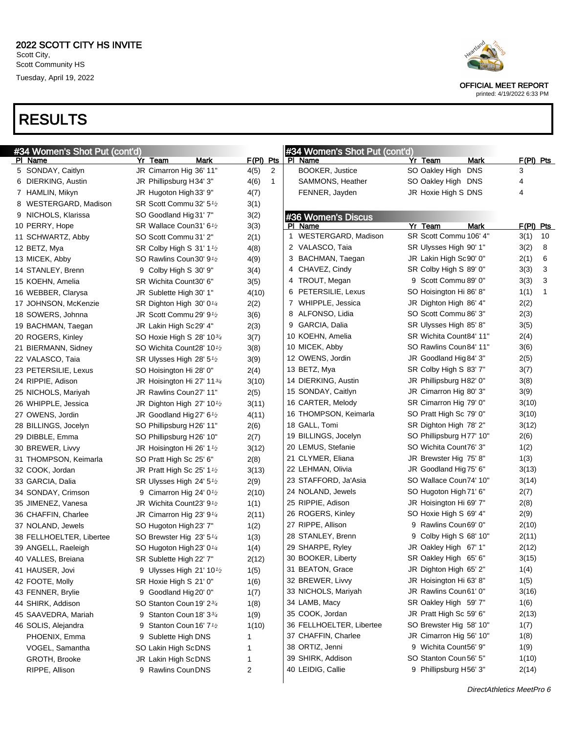# 2022 SCOTT CITY HS INVITE

Scott City,
Scott Community HS
Tuesday, April 19, 2022

OFFICIAL MEET REPORT
printed: 4/19/2022 6:33 PM

# RESULTS

## #34 Women's Shot Put (cont'd)

| Pl | Name | Yr | Team | Mark | F(Pl) | Pts |
|---|---|---|---|---|---|---|
| 5 | SONDAY, Caitlyn | JR | Cimarron Hig | 36' 11" | 4(5) | 2 |
| 6 | DIERKING, Austin | JR | Phillipsburg H | 34' 3" | 4(6) | 1 |
| 7 | HAMLIN, Mikyn | JR | Hugoton High | 33' 9" | 4(7) | |
| 8 | WESTERGARD, Madison | SR | Scott Commu | 32' 5½ | 3(1) | |
| 9 | NICHOLS, Klarissa | SO | Goodland Hig | 31' 7" | 3(2) | |
| 10 | PERRY, Hope | SR | Wallace Coun | 31' 6½ | 3(3) | |
| 11 | SCHWARTZ, Abby | SO | Scott Commu | 31' 2" | 2(1) | |
| 12 | BETZ, Mya | SR | Colby High S | 31' 1½ | 4(8) | |
| 13 | MICEK, Abby | SO | Rawlins Coun | 30' 9½ | 4(9) | |
| 14 | STANLEY, Brenn | 9 | Colby High S | 30' 9" | 3(4) | |
| 15 | KOEHN, Amelia | SR | Wichita Count | 30' 6" | 3(5) | |
| 16 | WEBBER, Clarysa | JR | Sublette High | 30' 1" | 4(10) | |
| 17 | JOHNSON, McKenzie | SR | Dighton High | 30' 0¼ | 2(2) | |
| 18 | SOWERS, Johnna | JR | Scott Commu | 29' 9½ | 3(6) | |
| 19 | BACHMAN, Taegan | JR | Lakin High Sc | 29' 4" | 2(3) | |
| 20 | ROGERS, Kinley | SO | Hoxie High S | 28' 10¾ | 3(7) | |
| 21 | BIERMANN, Sidney | SO | Wichita Count | 28' 10½ | 3(8) | |
| 22 | VALASCO, Taia | SR | Ulysses High | 28' 5½ | 3(9) | |
| 23 | PETERSILIE, Lexus | SO | Hoisington Hi | 28' 0" | 2(4) | |
| 24 | RIPPIE, Adison | JR | Hoisington Hi | 27' 11¾ | 3(10) | |
| 25 | NICHOLS, Mariyah | JR | Rawlins Coun | 27' 11" | 2(5) | |
| 26 | WHIPPLE, Jessica | JR | Dighton High | 27' 10½ | 3(11) | |
| 27 | OWENS, Jordin | JR | Goodland Hig | 27' 6½ | 4(11) | |
| 28 | BILLINGS, Jocelyn | SO | Phillipsburg H | 26' 11" | 2(6) | |
| 29 | DIBBLE, Emma | SO | Phillipsburg H | 26' 10" | 2(7) | |
| 30 | BREWER, Livvy | JR | Hoisington Hi | 26' 1½ | 3(12) | |
| 31 | THOMPSON, Keimarla | SO | Pratt High Sc | 25' 6" | 2(8) | |
| 32 | COOK, Jordan | JR | Pratt High Sc | 25' 1½ | 3(13) | |
| 33 | GARCIA, Dalia | SR | Ulysses High | 24' 5½ | 2(9) | |
| 34 | SONDAY, Crimson | 9 | Cimarron Hig | 24' 0½ | 2(10) | |
| 35 | JIMENEZ, Vanesa | JR | Wichita Count | 23' 9½ | 1(1) | |
| 36 | CHAFFIN, Charlee | JR | Cimarron Hig | 23' 9¼ | 2(11) | |
| 37 | NOLAND, Jewels | SO | Hugoton High | 23' 7" | 1(2) | |
| 38 | FELLHOELTER, Libertee | SO | Brewster Hig | 23' 5¼ | 1(3) | |
| 39 | ANGELL, Raeleigh | SO | Hugoton High | 23' 0¼ | 1(4) | |
| 40 | VALLES, Breiana | SR | Sublette High | 22' 7" | 2(12) | |
| 41 | HAUSER, Jovi | 9 | Ulysses High | 21' 10½ | 1(5) | |
| 42 | FOOTE, Molly | SR | Hoxie High S | 21' 0" | 1(6) | |
| 43 | FENNER, Brylie | 9 | Goodland Hig | 20' 0" | 1(7) | |
| 44 | SHIRK, Addison | SO | Stanton Coun | 19' 2¾ | 1(8) | |
| 45 | SAAVEDRA, Mariah | 9 | Stanton Coun | 18' 3¾ | 1(9) | |
| 46 | SOLIS, Alejandra | 9 | Stanton Coun | 16' 7½ | 1(10) | |
| | PHOENIX, Emma | 9 | Sublette High | DNS | 1 | |
| | VOGEL, Samantha | SO | Lakin High Sc | DNS | 1 | |
| | GROTH, Brooke | JR | Lakin High Sc | DNS | 1 | |
| | RIPPE, Allison | 9 | Rawlins Coun | DNS | 2 | |
| | BOOKER, Justice | SO | Oakley High | DNS | 3 | |
| | SAMMONS, Heather | SO | Oakley High | DNS | 4 | |
| | FENNER, Jayden | JR | Hoxie High S | DNS | 4 | |

## #36 Women's Discus

| Pl | Name | Yr | Team | Mark | F(Pl) | Pts |
|---|---|---|---|---|---|---|
| 1 | WESTERGARD, Madison | SR | Scott Commu | 106' 4" | 3(1) | 10 |
| 2 | VALASCO, Taia | SR | Ulysses High | 90' 1" | 3(2) | 8 |
| 3 | BACHMAN, Taegan | JR | Lakin High Sc | 90' 0" | 2(1) | 6 |
| 4 | CHAVEZ, Cindy | SR | Colby High S | 89' 0" | 3(3) | 3 |
| 4 | TROUT, Megan | 9 | Scott Commu | 89' 0" | 3(3) | 3 |
| 6 | PETERSILIE, Lexus | SO | Hoisington Hi | 86' 8" | 1(1) | 1 |
| 7 | WHIPPLE, Jessica | JR | Dighton High | 86' 4" | 2(2) | |
| 8 | ALFONSO, Lidia | SO | Scott Commu | 86' 3" | 2(3) | |
| 9 | GARCIA, Dalia | SR | Ulysses High | 85' 8" | 3(5) | |
| 10 | KOEHN, Amelia | SR | Wichita Count | 84' 11" | 2(4) | |
| 10 | MICEK, Abby | SO | Rawlins Coun | 84' 11" | 3(6) | |
| 12 | OWENS, Jordin | JR | Goodland Hig | 84' 3" | 2(5) | |
| 13 | BETZ, Mya | SR | Colby High S | 83' 7" | 3(7) | |
| 14 | DIERKING, Austin | JR | Phillipsburg H | 82' 0" | 3(8) | |
| 15 | SONDAY, Caitlyn | JR | Cimarron Hig | 80' 3" | 3(9) | |
| 16 | CARTER, Melody | SR | Cimarron Hig | 79' 0" | 3(10) | |
| 16 | THOMPSON, Keimarla | SO | Pratt High Sc | 79' 0" | 3(10) | |
| 18 | GALL, Tomi | SR | Dighton High | 78' 2" | 3(12) | |
| 19 | BILLINGS, Jocelyn | SO | Phillipsburg H | 77' 10" | 2(6) | |
| 20 | LEMUS, Stefanie | SO | Wichita Count | 76' 3" | 1(2) | |
| 21 | CLYMER, Eliana | JR | Brewster Hig | 75' 8" | 1(3) | |
| 22 | LEHMAN, Olivia | JR | Goodland Hig | 75' 6" | 3(13) | |
| 23 | STAFFORD, Ja'Asia | SO | Wallace Coun | 74' 10" | 3(14) | |
| 24 | NOLAND, Jewels | SO | Hugoton High | 71' 6" | 2(7) | |
| 25 | RIPPIE, Adison | JR | Hoisington Hi | 69' 7" | 2(8) | |
| 26 | ROGERS, Kinley | SO | Hoxie High S | 69' 4" | 2(9) | |
| 27 | RIPPE, Allison | 9 | Rawlins Coun | 69' 0" | 2(10) | |
| 28 | STANLEY, Brenn | 9 | Colby High S | 68' 10" | 2(11) | |
| 29 | SHARPE, Ryley | JR | Oakley High | 67' 1" | 2(12) | |
| 30 | BOOKER, Liberty | SR | Oakley High | 65' 6" | 3(15) | |
| 31 | BEATON, Grace | JR | Dighton High | 65' 2" | 1(4) | |
| 32 | BREWER, Livvy | JR | Hoisington Hi | 63' 8" | 1(5) | |
| 33 | NICHOLS, Mariyah | JR | Rawlins Coun | 61' 0" | 3(16) | |
| 34 | LAMB, Macy | SR | Oakley High | 59' 7" | 1(6) | |
| 35 | COOK, Jordan | JR | Pratt High Sc | 59' 6" | 2(13) | |
| 36 | FELLHOELTER, Libertee | SO | Brewster Hig | 58' 10" | 1(7) | |
| 37 | CHAFFIN, Charlee | JR | Cimarron Hig | 56' 10" | 1(8) | |
| 38 | ORTIZ, Jenni | 9 | Wichita Count | 56' 9" | 1(9) | |
| 39 | SHIRK, Addison | SO | Stanton Coun | 56' 5" | 1(10) | |
| 40 | LEIDIG, Callie | 9 | Phillipsburg H | 56' 3" | 2(14) | |

DirectAthletics MeetPro 6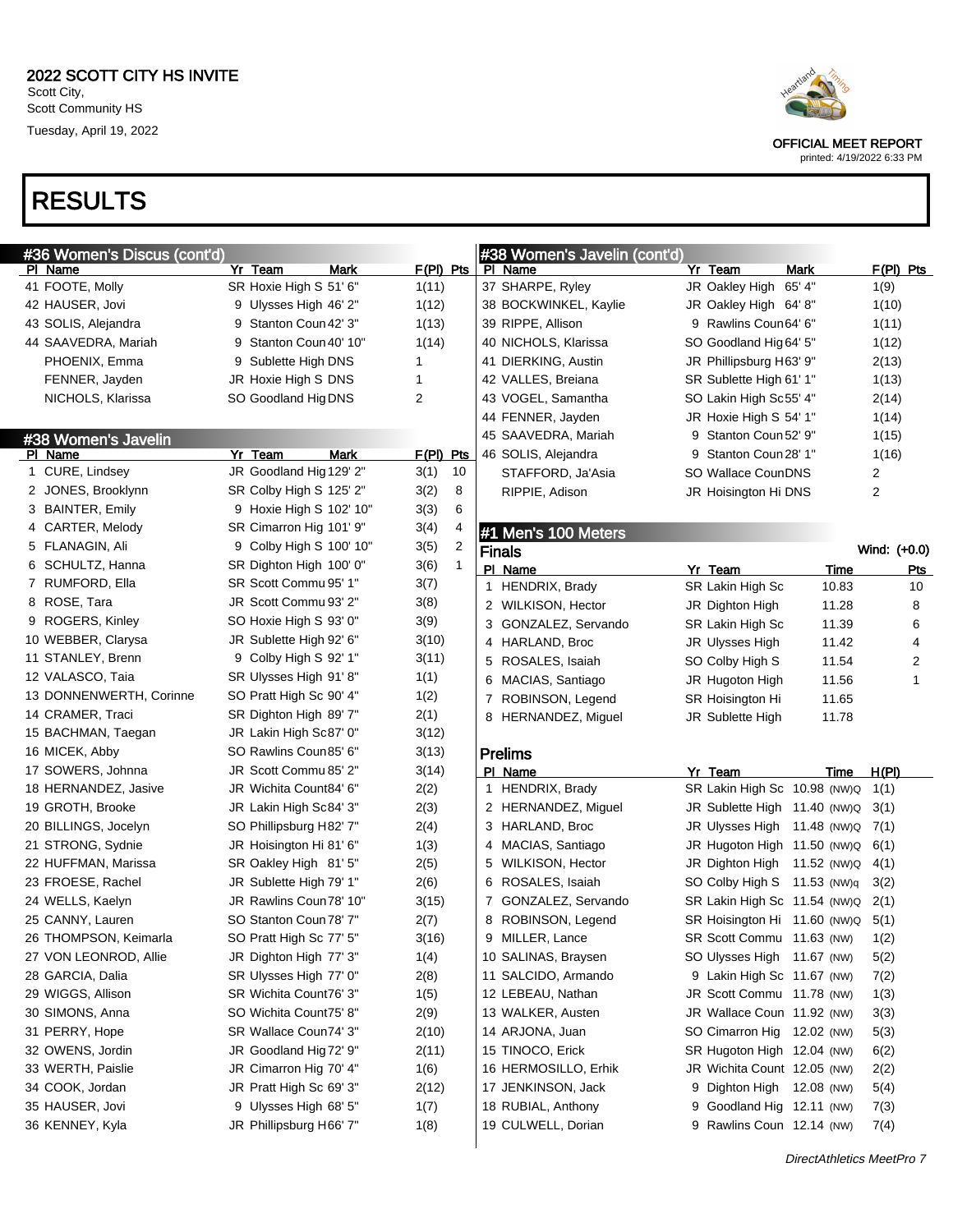2022 SCOTT CITY HS INVITE
Scott City,
Scott Community HS
Tuesday, April 19, 2022

OFFICIAL MEET REPORT
printed: 4/19/2022 6:33 PM

# RESULTS

## #36 Women's Discus (cont'd)

| Pl | Name | Yr | Team | Mark | F(Pl) | Pts |
|---|---|---|---|---|---|---|
| 41 | FOOTE, Molly | SR | Hoxie High S | 51' 6" | 1(11) | |
| 42 | HAUSER, Jovi | 9 | Ulysses High | 46' 2" | 1(12) | |
| 43 | SOLIS, Alejandra | 9 | Stanton Coun | 42' 3" | 1(13) | |
| 44 | SAAVEDRA, Mariah | 9 | Stanton Coun | 40' 10" | 1(14) | |
| | PHOENIX, Emma | 9 | Sublette High | DNS | 1 | |
| | FENNER, Jayden | JR | Hoxie High S | DNS | 1 | |
| | NICHOLS, Klarissa | SO | Goodland Hig | DNS | 2 | |

## #38 Women's Javelin

| Pl | Name | Yr | Team | Mark | F(Pl) | Pts |
|---|---|---|---|---|---|---|
| 1 | CURE, Lindsey | JR | Goodland Hig | 129' 2" | 3(1) | 10 |
| 2 | JONES, Brooklynn | SR | Colby High S | 125' 2" | 3(2) | 8 |
| 3 | BAINTER, Emily | 9 | Hoxie High S | 102' 10" | 3(3) | 6 |
| 4 | CARTER, Melody | SR | Cimarron Hig | 101' 9" | 3(4) | 4 |
| 5 | FLANAGIN, Ali | 9 | Colby High S | 100' 10" | 3(5) | 2 |
| 6 | SCHULTZ, Hanna | SR | Dighton High | 100' 0" | 3(6) | 1 |
| 7 | RUMFORD, Ella | SR | Scott Commu | 95' 1" | 3(7) | |
| 8 | ROSE, Tara | JR | Scott Commu | 93' 2" | 3(8) | |
| 9 | ROGERS, Kinley | SO | Hoxie High S | 93' 0" | 3(9) | |
| 10 | WEBBER, Clarysa | JR | Sublette High | 92' 6" | 3(10) | |
| 11 | STANLEY, Brenn | 9 | Colby High S | 92' 1" | 3(11) | |
| 12 | VALASCO, Taia | SR | Ulysses High | 91' 8" | 1(1) | |
| 13 | DONNENWERTH, Corinne | SO | Pratt High Sc | 90' 4" | 1(2) | |
| 14 | CRAMER, Traci | SR | Dighton High | 89' 7" | 2(1) | |
| 15 | BACHMAN, Taegan | JR | Lakin High Sc | 87' 0" | 3(12) | |
| 16 | MICEK, Abby | SO | Rawlins Coun | 85' 6" | 3(13) | |
| 17 | SOWERS, Johnna | JR | Scott Commu | 85' 2" | 3(14) | |
| 18 | HERNANDEZ, Jasive | JR | Wichita Count | 84' 6" | 2(2) | |
| 19 | GROTH, Brooke | JR | Lakin High Sc | 84' 3" | 2(3) | |
| 20 | BILLINGS, Jocelyn | SO | Phillipsburg H | 82' 7" | 2(4) | |
| 21 | STRONG, Sydnie | JR | Hoisington Hi | 81' 6" | 1(3) | |
| 22 | HUFFMAN, Marissa | SR | Oakley High | 81' 5" | 2(5) | |
| 23 | FROESE, Rachel | JR | Sublette High | 79' 1" | 2(6) | |
| 24 | WELLS, Kaelyn | JR | Rawlins Coun | 78' 10" | 3(15) | |
| 25 | CANNY, Lauren | SO | Stanton Coun | 78' 7" | 2(7) | |
| 26 | THOMPSON, Keimarla | SO | Pratt High Sc | 77' 5" | 3(16) | |
| 27 | VON LEONROD, Allie | JR | Dighton High | 77' 3" | 1(4) | |
| 28 | GARCIA, Dalia | SR | Ulysses High | 77' 0" | 2(8) | |
| 29 | WIGGS, Allison | SR | Wichita Count | 76' 3" | 1(5) | |
| 30 | SIMONS, Anna | SO | Wichita Count | 75' 8" | 2(9) | |
| 31 | PERRY, Hope | SR | Wallace Coun | 74' 3" | 2(10) | |
| 32 | OWENS, Jordin | JR | Goodland Hig | 72' 9" | 2(11) | |
| 33 | WERTH, Paislie | JR | Cimarron Hig | 70' 4" | 1(6) | |
| 34 | COOK, Jordan | JR | Pratt High Sc | 69' 3" | 2(12) | |
| 35 | HAUSER, Jovi | 9 | Ulysses High | 68' 5" | 1(7) | |
| 36 | KENNEY, Kyla | JR | Phillipsburg H | 66' 7" | 1(8) | |

## #38 Women's Javelin (cont'd)

| Pl | Name | Yr | Team | Mark | F(Pl) | Pts |
|---|---|---|---|---|---|---|
| 37 | SHARPE, Ryley | JR | Oakley High | 65' 4" | 1(9) | |
| 38 | BOCKWINKEL, Kaylie | JR | Oakley High | 64' 8" | 1(10) | |
| 39 | RIPPE, Allison | 9 | Rawlins Coun | 64' 6" | 1(11) | |
| 40 | NICHOLS, Klarissa | SO | Goodland Hig | 64' 5" | 1(12) | |
| 41 | DIERKING, Austin | JR | Phillipsburg H | 63' 9" | 2(13) | |
| 42 | VALLES, Breiana | SR | Sublette High | 61' 1" | 1(13) | |
| 43 | VOGEL, Samantha | SO | Lakin High Sc | 55' 4" | 2(14) | |
| 44 | FENNER, Jayden | JR | Hoxie High S | 54' 1" | 1(14) | |
| 45 | SAAVEDRA, Mariah | 9 | Stanton Coun | 52' 9" | 1(15) | |
| 46 | SOLIS, Alejandra | 9 | Stanton Coun | 28' 1" | 1(16) | |
| | STAFFORD, Ja'Asia | SO | Wallace Coun | DNS | 2 | |
| | RIPPIE, Adison | JR | Hoisington Hi | DNS | 2 | |

## #1 Men's 100 Meters

### Finals

Wind: (+0.0)

| Pl | Name | Yr | Team | Time | Pts |
|---|---|---|---|---|---|
| 1 | HENDRIX, Brady | SR | Lakin High Sc | 10.83 | 10 |
| 2 | WILKISON, Hector | JR | Dighton High | 11.28 | 8 |
| 3 | GONZALEZ, Servando | SR | Lakin High Sc | 11.39 | 6 |
| 4 | HARLAND, Broc | JR | Ulysses High | 11.42 | 4 |
| 5 | ROSALES, Isaiah | SO | Colby High S | 11.54 | 2 |
| 6 | MACIAS, Santiago | JR | Hugoton High | 11.56 | 1 |
| 7 | ROBINSON, Legend | SR | Hoisington Hi | 11.65 | |
| 8 | HERNANDEZ, Miguel | JR | Sublette High | 11.78 | |

### Prelims

| Pl | Name | Yr | Team | Time | H(Pl) |
|---|---|---|---|---|---|
| 1 | HENDRIX, Brady | SR | Lakin High Sc | 10.98 (NW)Q | 1(1) |
| 2 | HERNANDEZ, Miguel | JR | Sublette High | 11.40 (NW)Q | 3(1) |
| 3 | HARLAND, Broc | JR | Ulysses High | 11.48 (NW)Q | 7(1) |
| 4 | MACIAS, Santiago | JR | Hugoton High | 11.50 (NW)Q | 6(1) |
| 5 | WILKISON, Hector | JR | Dighton High | 11.52 (NW)Q | 4(1) |
| 6 | ROSALES, Isaiah | SO | Colby High S | 11.53 (NW)q | 3(2) |
| 7 | GONZALEZ, Servando | SR | Lakin High Sc | 11.54 (NW)Q | 2(1) |
| 8 | ROBINSON, Legend | SR | Hoisington Hi | 11.60 (NW)Q | 5(1) |
| 9 | MILLER, Lance | SR | Scott Commu | 11.63 (NW) | 1(2) |
| 10 | SALINAS, Braysen | SO | Ulysses High | 11.67 (NW) | 5(2) |
| 11 | SALCIDO, Armando | 9 | Lakin High Sc | 11.67 (NW) | 7(2) |
| 12 | LEBEAU, Nathan | JR | Scott Commu | 11.78 (NW) | 1(3) |
| 13 | WALKER, Austen | JR | Wallace Coun | 11.92 (NW) | 3(3) |
| 14 | ARJONA, Juan | SO | Cimarron Hig | 12.02 (NW) | 5(3) |
| 15 | TINOCO, Erick | SR | Hugoton High | 12.04 (NW) | 6(2) |
| 16 | HERMOSILLO, Erhik | JR | Wichita Count | 12.05 (NW) | 2(2) |
| 17 | JENKINSON, Jack | 9 | Dighton High | 12.08 (NW) | 5(4) |
| 18 | RUBIAL, Anthony | 9 | Goodland Hig | 12.11 (NW) | 7(3) |
| 19 | CULWELL, Dorian | 9 | Rawlins Coun | 12.14 (NW) | 7(4) |

DirectAthletics MeetPro 7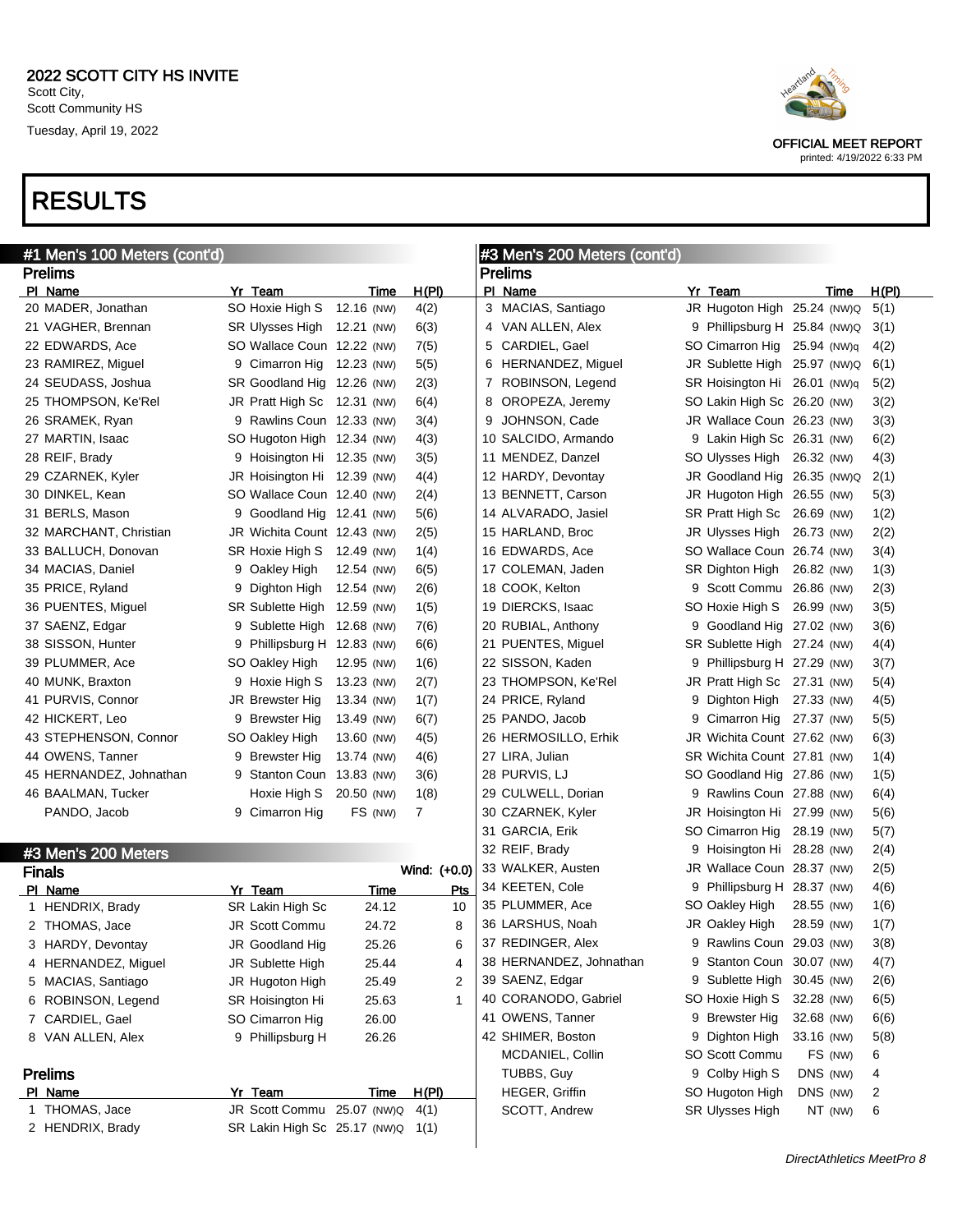2022 SCOTT CITY HS INVITE
Scott City,
Scott Community HS
Tuesday, April 19, 2022

OFFICIAL MEET REPORT
printed: 4/19/2022 6:33 PM

# RESULTS

## #1 Men's 100 Meters (cont'd)

### Prelims

| Pl | Name | Yr | Team | Time | | H(Pl) |
|---|---|---|---|---|---|---|
| 20 | MADER, Jonathan | SO | Hoxie High S | 12.16 | (NW) | 4(2) |
| 21 | VAGHER, Brennan | SR | Ulysses High | 12.21 | (NW) | 6(3) |
| 22 | EDWARDS, Ace | SO | Wallace Coun | 12.22 | (NW) | 7(5) |
| 23 | RAMIREZ, Miguel | 9 | Cimarron Hig | 12.23 | (NW) | 5(5) |
| 24 | SEUDASS, Joshua | SR | Goodland Hig | 12.26 | (NW) | 2(3) |
| 25 | THOMPSON, Ke'Rel | JR | Pratt High Sc | 12.31 | (NW) | 6(4) |
| 26 | SRAMEK, Ryan | 9 | Rawlins Coun | 12.33 | (NW) | 3(4) |
| 27 | MARTIN, Isaac | SO | Hugoton High | 12.34 | (NW) | 4(3) |
| 28 | REIF, Brady | 9 | Hoisington Hi | 12.35 | (NW) | 3(5) |
| 29 | CZARNEK, Kyler | JR | Hoisington Hi | 12.39 | (NW) | 4(4) |
| 30 | DINKEL, Kean | SO | Wallace Coun | 12.40 | (NW) | 2(4) |
| 31 | BERLS, Mason | 9 | Goodland Hig | 12.41 | (NW) | 5(6) |
| 32 | MARCHANT, Christian | JR | Wichita Count | 12.43 | (NW) | 2(5) |
| 33 | BALLUCH, Donovan | SR | Hoxie High S | 12.49 | (NW) | 1(4) |
| 34 | MACIAS, Daniel | 9 | Oakley High | 12.54 | (NW) | 6(5) |
| 35 | PRICE, Ryland | 9 | Dighton High | 12.54 | (NW) | 2(6) |
| 36 | PUENTES, Miguel | SR | Sublette High | 12.59 | (NW) | 1(5) |
| 37 | SAENZ, Edgar | 9 | Sublette High | 12.68 | (NW) | 7(6) |
| 38 | SISSON, Hunter | 9 | Phillipsburg H | 12.83 | (NW) | 6(6) |
| 39 | PLUMMER, Ace | SO | Oakley High | 12.95 | (NW) | 1(6) |
| 40 | MUNK, Braxton | 9 | Hoxie High S | 13.23 | (NW) | 2(7) |
| 41 | PURVIS, Connor | JR | Brewster Hig | 13.34 | (NW) | 1(7) |
| 42 | HICKERT, Leo | 9 | Brewster Hig | 13.49 | (NW) | 6(7) |
| 43 | STEPHENSON, Connor | SO | Oakley High | 13.60 | (NW) | 4(5) |
| 44 | OWENS, Tanner | 9 | Brewster Hig | 13.74 | (NW) | 4(6) |
| 45 | HERNANDEZ, Johnathan | 9 | Stanton Coun | 13.83 | (NW) | 3(6) |
| 46 | BAALMAN, Tucker | | Hoxie High S | 20.50 | (NW) | 1(8) |
| | PANDO, Jacob | 9 | Cimarron Hig | FS | (NW) | 7 |

## #3 Men's 200 Meters

### Finals

Wind: (+0.0)

| Pl | Name | Yr | Team | Time | Pts |
|---|---|---|---|---|---|
| 1 | HENDRIX, Brady | SR | Lakin High Sc | 24.12 | 10 |
| 2 | THOMAS, Jace | JR | Scott Commu | 24.72 | 8 |
| 3 | HARDY, Devontay | JR | Goodland Hig | 25.26 | 6 |
| 4 | HERNANDEZ, Miguel | JR | Sublette High | 25.44 | 4 |
| 5 | MACIAS, Santiago | JR | Hugoton High | 25.49 | 2 |
| 6 | ROBINSON, Legend | SR | Hoisington Hi | 25.63 | 1 |
| 7 | CARDIEL, Gael | SO | Cimarron Hig | 26.00 | |
| 8 | VAN ALLEN, Alex | 9 | Phillipsburg H | 26.26 | |

### Prelims

| Pl | Name | Yr | Team | Time | | H(Pl) |
|---|---|---|---|---|---|---|
| 1 | THOMAS, Jace | JR | Scott Commu | 25.07 | (NW)Q | 4(1) |
| 2 | HENDRIX, Brady | SR | Lakin High Sc | 25.17 | (NW)Q | 1(1) |

## #3 Men's 200 Meters (cont'd)

### Prelims

| Pl | Name | Yr | Team | Time | | H(Pl) |
|---|---|---|---|---|---|---|
| 3 | MACIAS, Santiago | JR | Hugoton High | 25.24 | (NW)Q | 5(1) |
| 4 | VAN ALLEN, Alex | 9 | Phillipsburg H | 25.84 | (NW)Q | 3(1) |
| 5 | CARDIEL, Gael | SO | Cimarron Hig | 25.94 | (NW)q | 4(2) |
| 6 | HERNANDEZ, Miguel | JR | Sublette High | 25.97 | (NW)Q | 6(1) |
| 7 | ROBINSON, Legend | SR | Hoisington Hi | 26.01 | (NW)q | 5(2) |
| 8 | OROPEZA, Jeremy | SO | Lakin High Sc | 26.20 | (NW) | 3(2) |
| 9 | JOHNSON, Cade | JR | Wallace Coun | 26.23 | (NW) | 3(3) |
| 10 | SALCIDO, Armando | 9 | Lakin High Sc | 26.31 | (NW) | 6(2) |
| 11 | MENDEZ, Danzel | SO | Ulysses High | 26.32 | (NW) | 4(3) |
| 12 | HARDY, Devontay | JR | Goodland Hig | 26.35 | (NW)Q | 2(1) |
| 13 | BENNETT, Carson | JR | Hugoton High | 26.55 | (NW) | 5(3) |
| 14 | ALVARADO, Jasiel | SR | Pratt High Sc | 26.69 | (NW) | 1(2) |
| 15 | HARLAND, Broc | JR | Ulysses High | 26.73 | (NW) | 2(2) |
| 16 | EDWARDS, Ace | SO | Wallace Coun | 26.74 | (NW) | 3(4) |
| 17 | COLEMAN, Jaden | SR | Dighton High | 26.82 | (NW) | 1(3) |
| 18 | COOK, Kelton | 9 | Scott Commu | 26.86 | (NW) | 2(3) |
| 19 | DIERCKS, Isaac | SO | Hoxie High S | 26.99 | (NW) | 3(5) |
| 20 | RUBIAL, Anthony | 9 | Goodland Hig | 27.02 | (NW) | 3(6) |
| 21 | PUENTES, Miguel | SR | Sublette High | 27.24 | (NW) | 4(4) |
| 22 | SISSON, Kaden | 9 | Phillipsburg H | 27.29 | (NW) | 3(7) |
| 23 | THOMPSON, Ke'Rel | JR | Pratt High Sc | 27.31 | (NW) | 5(4) |
| 24 | PRICE, Ryland | 9 | Dighton High | 27.33 | (NW) | 4(5) |
| 25 | PANDO, Jacob | 9 | Cimarron Hig | 27.37 | (NW) | 5(5) |
| 26 | HERMOSILLO, Erhik | JR | Wichita Count | 27.62 | (NW) | 6(3) |
| 27 | LIRA, Julian | SR | Wichita Count | 27.81 | (NW) | 1(4) |
| 28 | PURVIS, LJ | SO | Goodland Hig | 27.86 | (NW) | 1(5) |
| 29 | CULWELL, Dorian | 9 | Rawlins Coun | 27.88 | (NW) | 6(4) |
| 30 | CZARNEK, Kyler | JR | Hoisington Hi | 27.99 | (NW) | 5(6) |
| 31 | GARCIA, Erik | SO | Cimarron Hig | 28.19 | (NW) | 5(7) |
| 32 | REIF, Brady | 9 | Hoisington Hi | 28.28 | (NW) | 2(4) |
| 33 | WALKER, Austen | JR | Wallace Coun | 28.37 | (NW) | 2(5) |
| 34 | KEETEN, Cole | 9 | Phillipsburg H | 28.37 | (NW) | 4(6) |
| 35 | PLUMMER, Ace | SO | Oakley High | 28.55 | (NW) | 1(6) |
| 36 | LARSHUS, Noah | JR | Oakley High | 28.59 | (NW) | 1(7) |
| 37 | REDINGER, Alex | 9 | Rawlins Coun | 29.03 | (NW) | 3(8) |
| 38 | HERNANDEZ, Johnathan | 9 | Stanton Coun | 30.07 | (NW) | 4(7) |
| 39 | SAENZ, Edgar | 9 | Sublette High | 30.45 | (NW) | 2(6) |
| 40 | CORANODO, Gabriel | SO | Hoxie High S | 32.28 | (NW) | 6(5) |
| 41 | OWENS, Tanner | 9 | Brewster Hig | 32.68 | (NW) | 6(6) |
| 42 | SHIMER, Boston | 9 | Dighton High | 33.16 | (NW) | 5(8) |
| | MCDANIEL, Collin | SO | Scott Commu | FS | (NW) | 6 |
| | TUBBS, Guy | 9 | Colby High S | DNS | (NW) | 4 |
| | HEGER, Griffin | SO | Hugoton High | DNS | (NW) | 2 |
| | SCOTT, Andrew | SR | Ulysses High | NT | (NW) | 6 |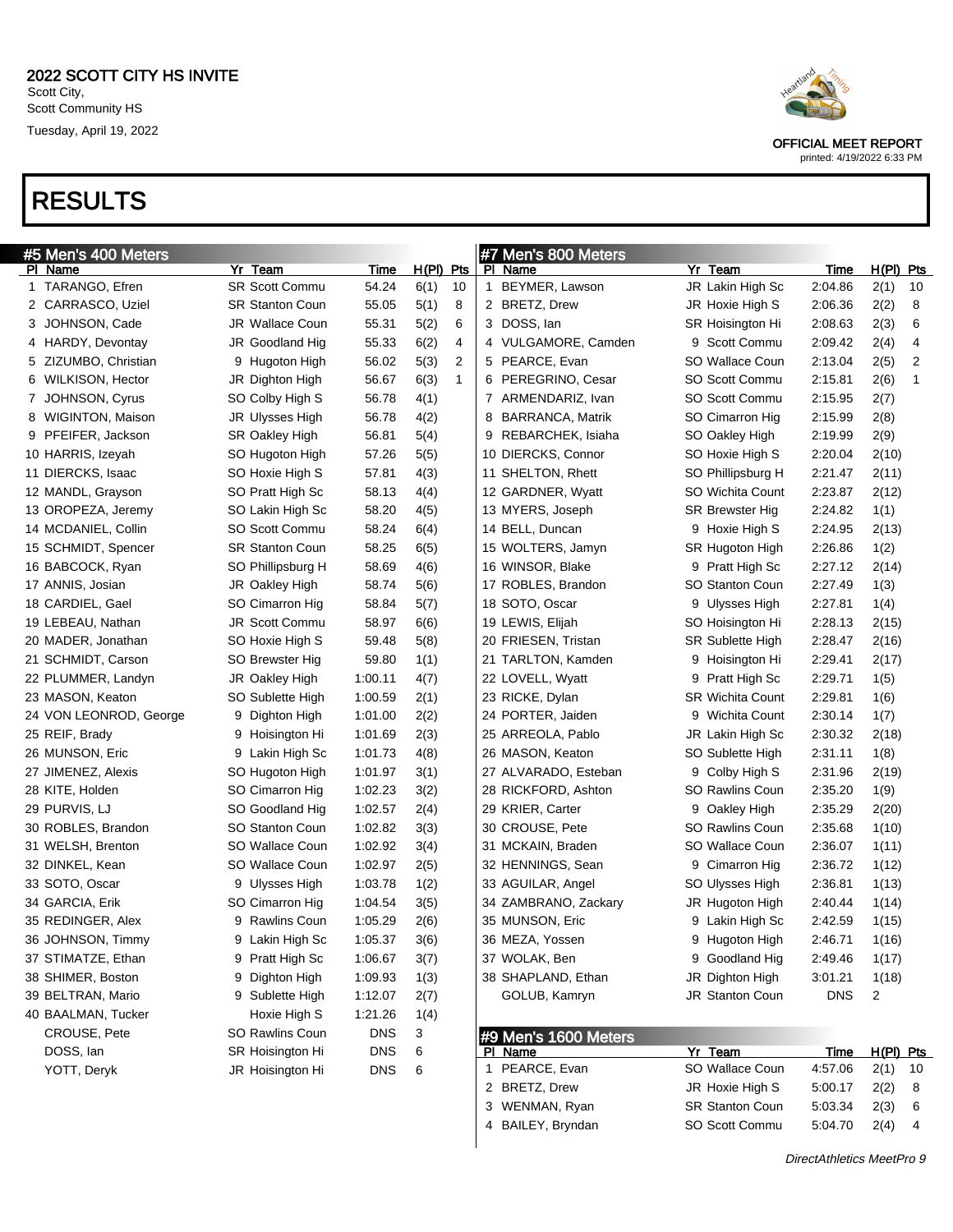# 2022 SCOTT CITY HS INVITE

Scott City,
Scott Community HS
Tuesday, April 19, 2022

OFFICIAL MEET REPORT
printed: 4/19/2022 6:33 PM

# RESULTS

## #5 Men's 400 Meters

| Pl | Name | Yr | Team | Time | H(Pl) | Pts |
|---|---|---|---|---|---|---|
| 1 | TARANGO, Efren | SR | Scott Commu | 54.24 | 6(1) | 10 |
| 2 | CARRASCO, Uziel | SR | Stanton Coun | 55.05 | 5(1) | 8 |
| 3 | JOHNSON, Cade | JR | Wallace Coun | 55.31 | 5(2) | 6 |
| 4 | HARDY, Devontay | JR | Goodland Hig | 55.33 | 6(2) | 4 |
| 5 | ZIZUMBO, Christian | 9 | Hugoton High | 56.02 | 5(3) | 2 |
| 6 | WILKISON, Hector | JR | Dighton High | 56.67 | 6(3) | 1 |
| 7 | JOHNSON, Cyrus | SO | Colby High S | 56.78 | 4(1) | |
| 8 | WIGINTON, Maison | JR | Ulysses High | 56.78 | 4(2) | |
| 9 | PFEIFER, Jackson | SR | Oakley High | 56.81 | 5(4) | |
| 10 | HARRIS, Izeyah | SO | Hugoton High | 57.26 | 5(5) | |
| 11 | DIERCKS, Isaac | SO | Hoxie High S | 57.81 | 4(3) | |
| 12 | MANDL, Grayson | SO | Pratt High Sc | 58.13 | 4(4) | |
| 13 | OROPEZA, Jeremy | SO | Lakin High Sc | 58.20 | 4(5) | |
| 14 | MCDANIEL, Collin | SO | Scott Commu | 58.24 | 6(4) | |
| 15 | SCHMIDT, Spencer | SR | Stanton Coun | 58.25 | 6(5) | |
| 16 | BABCOCK, Ryan | SO | Phillipsburg H | 58.69 | 4(6) | |
| 17 | ANNIS, Josian | JR | Oakley High | 58.74 | 5(6) | |
| 18 | CARDIEL, Gael | SO | Cimarron Hig | 58.84 | 5(7) | |
| 19 | LEBEAU, Nathan | JR | Scott Commu | 58.97 | 6(6) | |
| 20 | MADER, Jonathan | SO | Hoxie High S | 59.48 | 5(8) | |
| 21 | SCHMIDT, Carson | SO | Brewster Hig | 59.80 | 1(1) | |
| 22 | PLUMMER, Landyn | JR | Oakley High | 1:00.11 | 4(7) | |
| 23 | MASON, Keaton | SO | Sublette High | 1:00.59 | 2(1) | |
| 24 | VON LEONROD, George | 9 | Dighton High | 1:01.00 | 2(2) | |
| 25 | REIF, Brady | 9 | Hoisington Hi | 1:01.69 | 2(3) | |
| 26 | MUNSON, Eric | 9 | Lakin High Sc | 1:01.73 | 4(8) | |
| 27 | JIMENEZ, Alexis | SO | Hugoton High | 1:01.97 | 3(1) | |
| 28 | KITE, Holden | SO | Cimarron Hig | 1:02.23 | 3(2) | |
| 29 | PURVIS, LJ | SO | Goodland Hig | 1:02.57 | 2(4) | |
| 30 | ROBLES, Brandon | SO | Stanton Coun | 1:02.82 | 3(3) | |
| 31 | WELSH, Brenton | SO | Wallace Coun | 1:02.92 | 3(4) | |
| 32 | DINKEL, Kean | SO | Wallace Coun | 1:02.97 | 2(5) | |
| 33 | SOTO, Oscar | 9 | Ulysses High | 1:03.78 | 1(2) | |
| 34 | GARCIA, Erik | SO | Cimarron Hig | 1:04.54 | 3(5) | |
| 35 | REDINGER, Alex | 9 | Rawlins Coun | 1:05.29 | 2(6) | |
| 36 | JOHNSON, Timmy | 9 | Lakin High Sc | 1:05.37 | 3(6) | |
| 37 | STIMATZE, Ethan | 9 | Pratt High Sc | 1:06.67 | 3(7) | |
| 38 | SHIMER, Boston | 9 | Dighton High | 1:09.93 | 1(3) | |
| 39 | BELTRAN, Mario | 9 | Sublette High | 1:12.07 | 2(7) | |
| 40 | BAALMAN, Tucker | | Hoxie High S | 1:21.26 | 1(4) | |
| | CROUSE, Pete | SO | Rawlins Coun | DNS | 3 | |
| | DOSS, Ian | SR | Hoisington Hi | DNS | 6 | |
| | YOTT, Deryk | JR | Hoisington Hi | DNS | 6 | |

## #7 Men's 800 Meters

| Pl | Name | Yr | Team | Time | H(Pl) | Pts |
|---|---|---|---|---|---|---|
| 1 | BEYMER, Lawson | JR | Lakin High Sc | 2:04.86 | 2(1) | 10 |
| 2 | BRETZ, Drew | JR | Hoxie High S | 2:06.36 | 2(2) | 8 |
| 3 | DOSS, Ian | SR | Hoisington Hi | 2:08.63 | 2(3) | 6 |
| 4 | VULGAMORE, Camden | 9 | Scott Commu | 2:09.42 | 2(4) | 4 |
| 5 | PEARCE, Evan | SO | Wallace Coun | 2:13.04 | 2(5) | 2 |
| 6 | PEREGRINO, Cesar | SO | Scott Commu | 2:15.81 | 2(6) | 1 |
| 7 | ARMENDARIZ, Ivan | SO | Scott Commu | 2:15.95 | 2(7) | |
| 8 | BARRANCA, Matrik | SO | Cimarron Hig | 2:15.99 | 2(8) | |
| 9 | REBARCHEK, Isiaha | SO | Oakley High | 2:19.99 | 2(9) | |
| 10 | DIERCKS, Connor | SO | Hoxie High S | 2:20.04 | 2(10) | |
| 11 | SHELTON, Rhett | SO | Phillipsburg H | 2:21.47 | 2(11) | |
| 12 | GARDNER, Wyatt | SO | Wichita Count | 2:23.87 | 2(12) | |
| 13 | MYERS, Joseph | SR | Brewster Hig | 2:24.82 | 1(1) | |
| 14 | BELL, Duncan | 9 | Hoxie High S | 2:24.95 | 2(13) | |
| 15 | WOLTERS, Jamyn | SR | Hugoton High | 2:26.86 | 1(2) | |
| 16 | WINSOR, Blake | 9 | Pratt High Sc | 2:27.12 | 2(14) | |
| 17 | ROBLES, Brandon | SO | Stanton Coun | 2:27.49 | 1(3) | |
| 18 | SOTO, Oscar | 9 | Ulysses High | 2:27.81 | 1(4) | |
| 19 | LEWIS, Elijah | SO | Hoisington Hi | 2:28.13 | 2(15) | |
| 20 | FRIESEN, Tristan | SR | Sublette High | 2:28.47 | 2(16) | |
| 21 | TARLTON, Kamden | 9 | Hoisington Hi | 2:29.41 | 2(17) | |
| 22 | LOVELL, Wyatt | 9 | Pratt High Sc | 2:29.71 | 1(5) | |
| 23 | RICKE, Dylan | SR | Wichita Count | 2:29.81 | 1(6) | |
| 24 | PORTER, Jaiden | 9 | Wichita Count | 2:30.14 | 1(7) | |
| 25 | ARREOLA, Pablo | JR | Lakin High Sc | 2:30.32 | 2(18) | |
| 26 | MASON, Keaton | SO | Sublette High | 2:31.11 | 1(8) | |
| 27 | ALVARADO, Esteban | 9 | Colby High S | 2:31.96 | 2(19) | |
| 28 | RICKFORD, Ashton | SO | Rawlins Coun | 2:35.20 | 1(9) | |
| 29 | KRIER, Carter | 9 | Oakley High | 2:35.29 | 2(20) | |
| 30 | CROUSE, Pete | SO | Rawlins Coun | 2:35.68 | 1(10) | |
| 31 | MCKAIN, Braden | SO | Wallace Coun | 2:36.07 | 1(11) | |
| 32 | HENNINGS, Sean | 9 | Cimarron Hig | 2:36.72 | 1(12) | |
| 33 | AGUILAR, Angel | SO | Ulysses High | 2:36.81 | 1(13) | |
| 34 | ZAMBRANO, Zackary | JR | Hugoton High | 2:40.44 | 1(14) | |
| 35 | MUNSON, Eric | 9 | Lakin High Sc | 2:42.59 | 1(15) | |
| 36 | MEZA, Yossen | 9 | Hugoton High | 2:46.71 | 1(16) | |
| 37 | WOLAK, Ben | 9 | Goodland Hig | 2:49.46 | 1(17) | |
| 38 | SHAPLAND, Ethan | JR | Dighton High | 3:01.21 | 1(18) | |
| | GOLUB, Kamryn | JR | Stanton Coun | DNS | 2 | |

## #9 Men's 1600 Meters

| Pl | Name | Yr | Team | Time | H(Pl) | Pts |
|---|---|---|---|---|---|---|
| 1 | PEARCE, Evan | SO | Wallace Coun | 4:57.06 | 2(1) | 10 |
| 2 | BRETZ, Drew | JR | Hoxie High S | 5:00.17 | 2(2) | 8 |
| 3 | WENMAN, Ryan | SR | Stanton Coun | 5:03.34 | 2(3) | 6 |
| 4 | BAILEY, Bryndan | SO | Scott Commu | 5:04.70 | 2(4) | 4 |

DirectAthletics MeetPro 9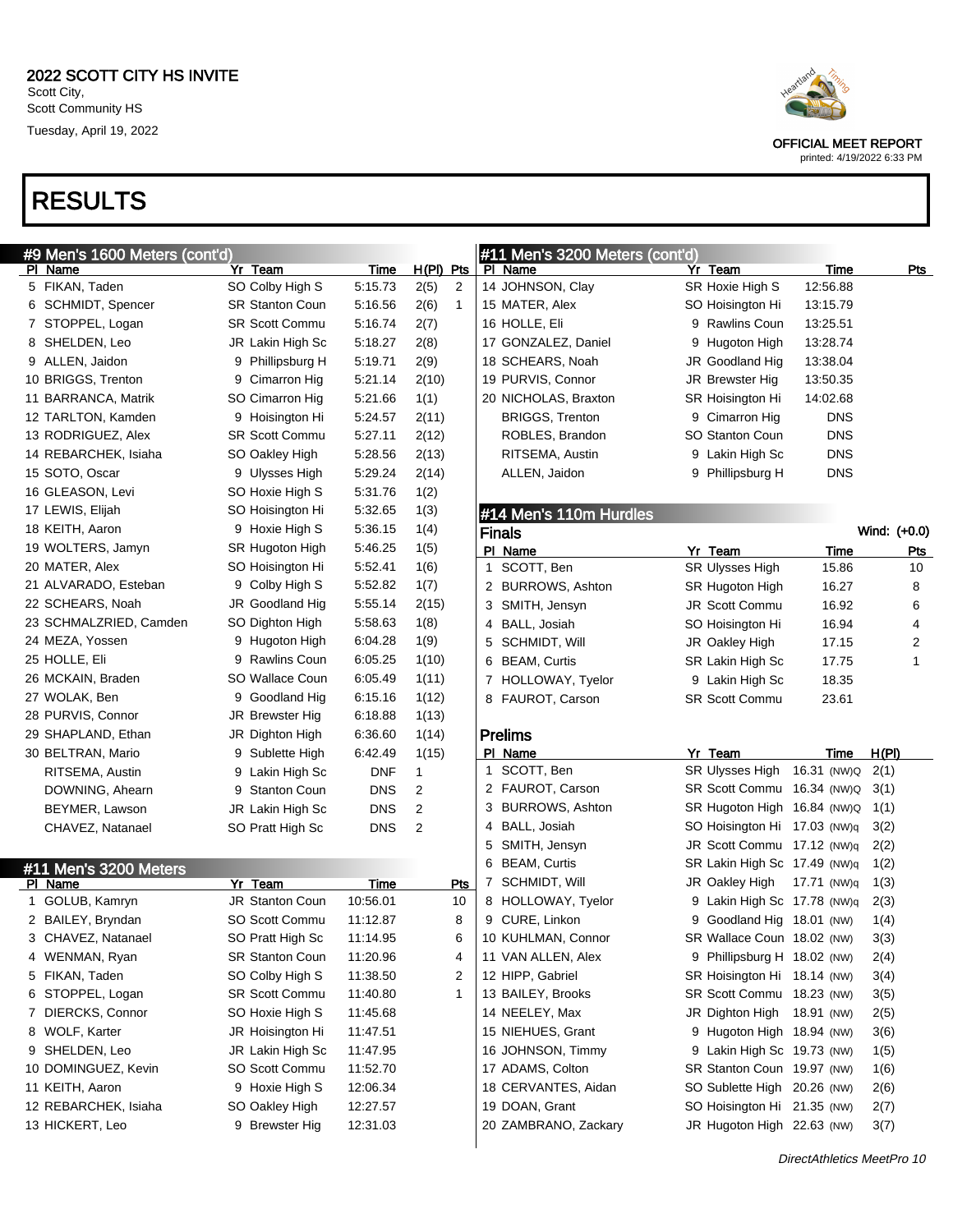# RESULTS

## #9 Men's 1600 Meters (cont'd)

| Pl | Name | Yr | Team | Time | H(Pl) | Pts |
|---|---|---|---|---|---|---|
| 5 | FIKAN, Taden | SO | Colby High S | 5:15.73 | 2(5) | 2 |
| 6 | SCHMIDT, Spencer | SR | Stanton Coun | 5:16.56 | 2(6) | 1 |
| 7 | STOPPEL, Logan | SR | Scott Commu | 5:16.74 | 2(7) | |
| 8 | SHELDEN, Leo | JR | Lakin High Sc | 5:18.27 | 2(8) | |
| 9 | ALLEN, Jaidon | 9 | Phillipsburg H | 5:19.71 | 2(9) | |
| 10 | BRIGGS, Trenton | 9 | Cimarron Hig | 5:21.14 | 2(10) | |
| 11 | BARRANCA, Matrik | SO | Cimarron Hig | 5:21.66 | 1(1) | |
| 12 | TARLTON, Kamden | 9 | Hoisington Hi | 5:24.57 | 2(11) | |
| 13 | RODRIGUEZ, Alex | SR | Scott Commu | 5:27.11 | 2(12) | |
| 14 | REBARCHEK, Isiaha | SO | Oakley High | 5:28.56 | 2(13) | |
| 15 | SOTO, Oscar | 9 | Ulysses High | 5:29.24 | 2(14) | |
| 16 | GLEASON, Levi | SO | Hoxie High S | 5:31.76 | 1(2) | |
| 17 | LEWIS, Elijah | SO | Hoisington Hi | 5:32.65 | 1(3) | |
| 18 | KEITH, Aaron | 9 | Hoxie High S | 5:36.15 | 1(4) | |
| 19 | WOLTERS, Jamyn | SR | Hugoton High | 5:46.25 | 1(5) | |
| 20 | MATER, Alex | SO | Hoisington Hi | 5:52.41 | 1(6) | |
| 21 | ALVARADO, Esteban | 9 | Colby High S | 5:52.82 | 1(7) | |
| 22 | SCHEARS, Noah | JR | Goodland Hig | 5:55.14 | 2(15) | |
| 23 | SCHMALZRIED, Camden | SO | Dighton High | 5:58.63 | 1(8) | |
| 24 | MEZA, Yossen | 9 | Hugoton High | 6:04.28 | 1(9) | |
| 25 | HOLLE, Eli | 9 | Rawlins Coun | 6:05.25 | 1(10) | |
| 26 | MCKAIN, Braden | SO | Wallace Coun | 6:05.49 | 1(11) | |
| 27 | WOLAK, Ben | 9 | Goodland Hig | 6:15.16 | 1(12) | |
| 28 | PURVIS, Connor | JR | Brewster Hig | 6:18.88 | 1(13) | |
| 29 | SHAPLAND, Ethan | JR | Dighton High | 6:36.60 | 1(14) | |
| 30 | BELTRAN, Mario | 9 | Sublette High | 6:42.49 | 1(15) | |
| | RITSEMA, Austin | 9 | Lakin High Sc | DNF | 1 | |
| | DOWNING, Ahearn | 9 | Stanton Coun | DNS | 2 | |
| | BEYMER, Lawson | JR | Lakin High Sc | DNS | 2 | |
| | CHAVEZ, Natanael | SO | Pratt High Sc | DNS | 2 | |

## #11 Men's 3200 Meters

| Pl | Name | Yr | Team | Time | Pts |
|---|---|---|---|---|---|
| 1 | GOLUB, Kamryn | JR | Stanton Coun | 10:56.01 | 10 |
| 2 | BAILEY, Bryndan | SO | Scott Commu | 11:12.87 | 8 |
| 3 | CHAVEZ, Natanael | SO | Pratt High Sc | 11:14.95 | 6 |
| 4 | WENMAN, Ryan | SR | Stanton Coun | 11:20.96 | 4 |
| 5 | FIKAN, Taden | SO | Colby High S | 11:38.50 | 2 |
| 6 | STOPPEL, Logan | SR | Scott Commu | 11:40.80 | 1 |
| 7 | DIERCKS, Connor | SO | Hoxie High S | 11:45.68 | |
| 8 | WOLF, Karter | JR | Hoisington Hi | 11:47.51 | |
| 9 | SHELDEN, Leo | JR | Lakin High Sc | 11:47.95 | |
| 10 | DOMINGUEZ, Kevin | SO | Scott Commu | 11:52.70 | |
| 11 | KEITH, Aaron | 9 | Hoxie High S | 12:06.34 | |
| 12 | REBARCHEK, Isiaha | SO | Oakley High | 12:27.57 | |
| 13 | HICKERT, Leo | 9 | Brewster Hig | 12:31.03 | |
| 14 | JOHNSON, Clay | SR | Hoxie High S | 12:56.88 | |
| 15 | MATER, Alex | SO | Hoisington Hi | 13:15.79 | |
| 16 | HOLLE, Eli | 9 | Rawlins Coun | 13:25.51 | |
| 17 | GONZALEZ, Daniel | 9 | Hugoton High | 13:28.74 | |
| 18 | SCHEARS, Noah | JR | Goodland Hig | 13:38.04 | |
| 19 | PURVIS, Connor | JR | Brewster Hig | 13:50.35 | |
| 20 | NICHOLAS, Braxton | SR | Hoisington Hi | 14:02.68 | |
| | BRIGGS, Trenton | 9 | Cimarron Hig | DNS | |
| | ROBLES, Brandon | SO | Stanton Coun | DNS | |
| | RITSEMA, Austin | 9 | Lakin High Sc | DNS | |
| | ALLEN, Jaidon | 9 | Phillipsburg H | DNS | |

## #14 Men's 110m Hurdles

### Finals

Wind: (+0.0)

| Pl | Name | Yr | Team | Time | Pts |
|---|---|---|---|---|---|
| 1 | SCOTT, Ben | SR | Ulysses High | 15.86 | 10 |
| 2 | BURROWS, Ashton | SR | Hugoton High | 16.27 | 8 |
| 3 | SMITH, Jensyn | JR | Scott Commu | 16.92 | 6 |
| 4 | BALL, Josiah | SO | Hoisington Hi | 16.94 | 4 |
| 5 | SCHMIDT, Will | JR | Oakley High | 17.15 | 2 |
| 6 | BEAM, Curtis | SR | Lakin High Sc | 17.75 | 1 |
| 7 | HOLLOWAY, Tyelor | 9 | Lakin High Sc | 18.35 | |
| 8 | FAUROT, Carson | SR | Scott Commu | 23.61 | |

### Prelims

| Pl | Name | Yr | Team | Time | H(Pl) |
|---|---|---|---|---|---|
| 1 | SCOTT, Ben | SR | Ulysses High | 16.31 (NW)Q | 2(1) |
| 2 | FAUROT, Carson | SR | Scott Commu | 16.34 (NW)Q | 3(1) |
| 3 | BURROWS, Ashton | SR | Hugoton High | 16.84 (NW)Q | 1(1) |
| 4 | BALL, Josiah | SO | Hoisington Hi | 17.03 (NW)q | 3(2) |
| 5 | SMITH, Jensyn | JR | Scott Commu | 17.12 (NW)q | 2(2) |
| 6 | BEAM, Curtis | SR | Lakin High Sc | 17.49 (NW)q | 1(2) |
| 7 | SCHMIDT, Will | JR | Oakley High | 17.71 (NW)q | 1(3) |
| 8 | HOLLOWAY, Tyelor | 9 | Lakin High Sc | 17.78 (NW)q | 2(3) |
| 9 | CURE, Linkon | 9 | Goodland Hig | 18.01 (NW) | 1(4) |
| 10 | KUHLMAN, Connor | SR | Wallace Coun | 18.02 (NW) | 3(3) |
| 11 | VAN ALLEN, Alex | 9 | Phillipsburg H | 18.02 (NW) | 2(4) |
| 12 | HIPP, Gabriel | SR | Hoisington Hi | 18.14 (NW) | 3(4) |
| 13 | BAILEY, Brooks | SR | Scott Commu | 18.23 (NW) | 3(5) |
| 14 | NEELEY, Max | JR | Dighton High | 18.91 (NW) | 2(5) |
| 15 | NIEHUES, Grant | 9 | Hugoton High | 18.94 (NW) | 3(6) |
| 16 | JOHNSON, Timmy | 9 | Lakin High Sc | 19.73 (NW) | 1(5) |
| 17 | ADAMS, Colton | SR | Stanton Coun | 19.97 (NW) | 1(6) |
| 18 | CERVANTES, Aidan | SO | Sublette High | 20.26 (NW) | 2(6) |
| 19 | DOAN, Grant | SO | Hoisington Hi | 21.35 (NW) | 2(7) |
| 20 | ZAMBRANO, Zackary | JR | Hugoton High | 22.63 (NW) | 3(7) |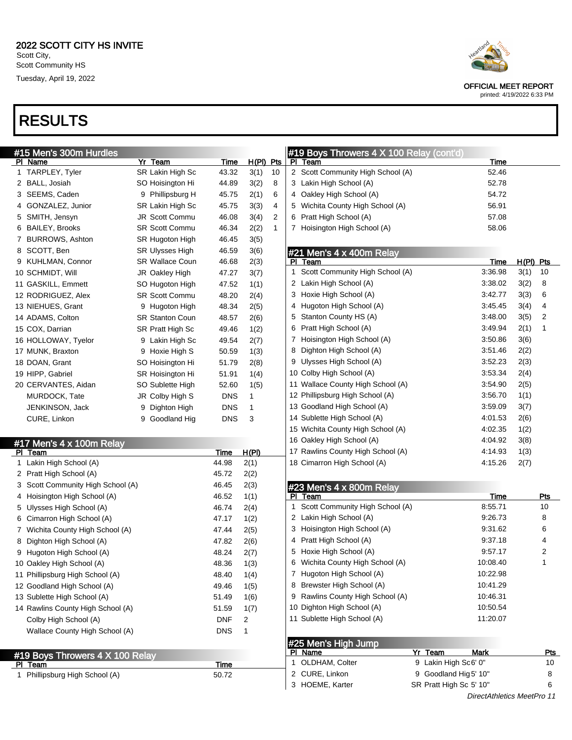2022 SCOTT CITY HS INVITE
Scott City,
Scott Community HS
Tuesday, April 19, 2022

OFFICIAL MEET REPORT
printed: 4/19/2022 6:33 PM

# RESULTS

## #15 Men's 300m Hurdles

| Pl | Name | Yr | Team | Time | H(Pl) | Pts |
|---|---|---|---|---|---|---|
| 1 | TARPLEY, Tyler | SR | Lakin High Sc | 43.32 | 3(1) | 10 |
| 2 | BALL, Josiah | SO | Hoisington Hi | 44.89 | 3(2) | 8 |
| 3 | SEEMS, Caden | 9 | Phillipsburg H | 45.75 | 2(1) | 6 |
| 4 | GONZALEZ, Junior | SR | Lakin High Sc | 45.75 | 3(3) | 4 |
| 5 | SMITH, Jensyn | JR | Scott Commu | 46.08 | 3(4) | 2 |
| 6 | BAILEY, Brooks | SR | Scott Commu | 46.34 | 2(2) | 1 |
| 7 | BURROWS, Ashton | SR | Hugoton High | 46.45 | 3(5) | |
| 8 | SCOTT, Ben | SR | Ulysses High | 46.59 | 3(6) | |
| 9 | KUHLMAN, Connor | SR | Wallace Coun | 46.68 | 2(3) | |
| 10 | SCHMIDT, Will | JR | Oakley High | 47.27 | 3(7) | |
| 11 | GASKILL, Emmett | SO | Hugoton High | 47.52 | 1(1) | |
| 12 | RODRIGUEZ, Alex | SR | Scott Commu | 48.20 | 2(4) | |
| 13 | NIEHUES, Grant | 9 | Hugoton High | 48.34 | 2(5) | |
| 14 | ADAMS, Colton | SR | Stanton Coun | 48.57 | 2(6) | |
| 15 | COX, Darrian | SR | Pratt High Sc | 49.46 | 1(2) | |
| 16 | HOLLOWAY, Tyelor | 9 | Lakin High Sc | 49.54 | 2(7) | |
| 17 | MUNK, Braxton | 9 | Hoxie High S | 50.59 | 1(3) | |
| 18 | DOAN, Grant | SO | Hoisington Hi | 51.79 | 2(8) | |
| 19 | HIPP, Gabriel | SR | Hoisington Hi | 51.91 | 1(4) | |
| 20 | CERVANTES, Aidan | SO | Sublette High | 52.60 | 1(5) | |
| | MURDOCK, Tate | JR | Colby High S | DNS | 1 | |
| | JENKINSON, Jack | 9 | Dighton High | DNS | 1 | |
| | CURE, Linkon | 9 | Goodland Hig | DNS | 3 | |

## #17 Men's 4 x 100m Relay

| Pl | Team | Time | H(Pl) |
|---|---|---|---|
| 1 | Lakin High School (A) | 44.98 | 2(1) |
| 2 | Pratt High School (A) | 45.72 | 2(2) |
| 3 | Scott Community High School (A) | 46.45 | 2(3) |
| 4 | Hoisington High School (A) | 46.52 | 1(1) |
| 5 | Ulysses High School (A) | 46.74 | 2(4) |
| 6 | Cimarron High School (A) | 47.17 | 1(2) |
| 7 | Wichita County High School (A) | 47.44 | 2(5) |
| 8 | Dighton High School (A) | 47.82 | 2(6) |
| 9 | Hugoton High School (A) | 48.24 | 2(7) |
| 10 | Oakley High School (A) | 48.36 | 1(3) |
| 11 | Phillipsburg High School (A) | 48.40 | 1(4) |
| 12 | Goodland High School (A) | 49.46 | 1(5) |
| 13 | Sublette High School (A) | 51.49 | 1(6) |
| 14 | Rawlins County High School (A) | 51.59 | 1(7) |
| | Colby High School (A) | DNF | 2 |
| | Wallace County High School (A) | DNS | 1 |

## #19 Boys Throwers 4 X 100 Relay

| Pl | Team | Time |
|---|---|---|
| 1 | Phillipsburg High School (A) | 50.72 |
| 2 | Scott Community High School (A) | 52.46 |
| 3 | Lakin High School (A) | 52.78 |
| 4 | Oakley High School (A) | 54.72 |
| 5 | Wichita County High School (A) | 56.91 |
| 6 | Pratt High School (A) | 57.08 |
| 7 | Hoisington High School (A) | 58.06 |

## #21 Men's 4 x 400m Relay

| Pl | Team | Time | H(Pl) | Pts |
|---|---|---|---|---|
| 1 | Scott Community High School (A) | 3:36.98 | 3(1) | 10 |
| 2 | Lakin High School (A) | 3:38.02 | 3(2) | 8 |
| 3 | Hoxie High School (A) | 3:42.77 | 3(3) | 6 |
| 4 | Hugoton High School (A) | 3:45.45 | 3(4) | 4 |
| 5 | Stanton County HS (A) | 3:48.00 | 3(5) | 2 |
| 6 | Pratt High School (A) | 3:49.94 | 2(1) | 1 |
| 7 | Hoisington High School (A) | 3:50.86 | 3(6) | |
| 8 | Dighton High School (A) | 3:51.46 | 2(2) | |
| 9 | Ulysses High School (A) | 3:52.23 | 2(3) | |
| 10 | Colby High School (A) | 3:53.34 | 2(4) | |
| 11 | Wallace County High School (A) | 3:54.90 | 2(5) | |
| 12 | Phillipsburg High School (A) | 3:56.70 | 1(1) | |
| 13 | Goodland High School (A) | 3:59.09 | 3(7) | |
| 14 | Sublette High School (A) | 4:01.53 | 2(6) | |
| 15 | Wichita County High School (A) | 4:02.35 | 1(2) | |
| 16 | Oakley High School (A) | 4:04.92 | 3(8) | |
| 17 | Rawlins County High School (A) | 4:14.93 | 1(3) | |
| 18 | Cimarron High School (A) | 4:15.26 | 2(7) | |

## #23 Men's 4 x 800m Relay

| Pl | Team | Time | Pts |
|---|---|---|---|
| 1 | Scott Community High School (A) | 8:55.71 | 10 |
| 2 | Lakin High School (A) | 9:26.73 | 8 |
| 3 | Hoisington High School (A) | 9:31.62 | 6 |
| 4 | Pratt High School (A) | 9:37.18 | 4 |
| 5 | Hoxie High School (A) | 9:57.17 | 2 |
| 6 | Wichita County High School (A) | 10:08.40 | 1 |
| 7 | Hugoton High School (A) | 10:22.98 | |
| 8 | Brewster High School (A) | 10:41.29 | |
| 9 | Rawlins County High School (A) | 10:46.31 | |
| 10 | Dighton High School (A) | 10:50.54 | |
| 11 | Sublette High School (A) | 11:20.07 | |

## #25 Men's High Jump

| Pl | Name | Yr | Team | Mark | Pts |
|---|---|---|---|---|---|
| 1 | OLDHAM, Colter | 9 | Lakin High Sc | 6' 0" | 10 |
| 2 | CURE, Linkon | 9 | Goodland Hig | 5' 10" | 8 |
| 3 | HOEME, Karter | SR | Pratt High Sc | 5' 10" | 6 |

DirectAthletics MeetPro 11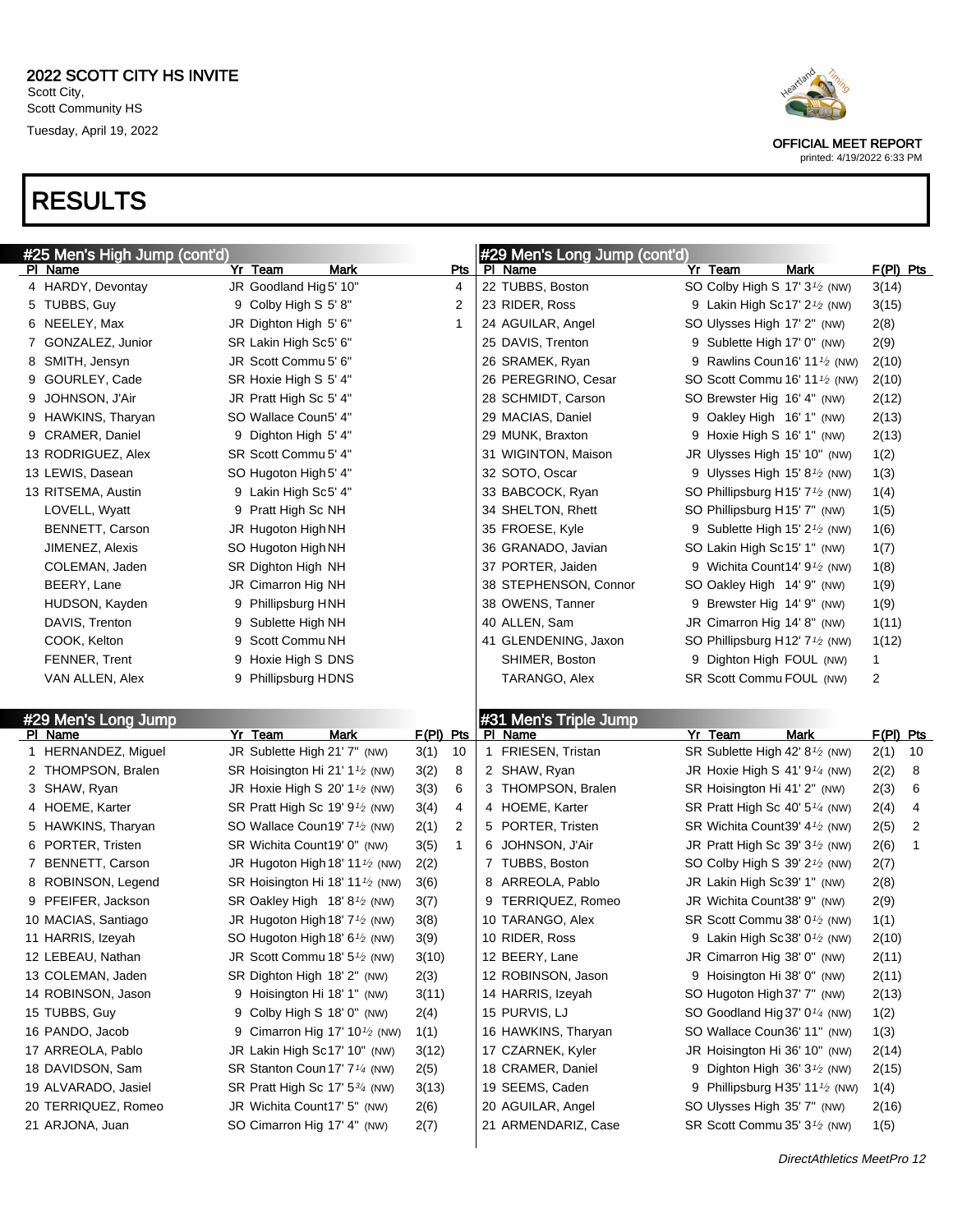# 2022 SCOTT CITY HS INVITE

Scott City,
Scott Community HS
Tuesday, April 19, 2022

OFFICIAL MEET REPORT
printed: 4/19/2022 6:33 PM

# RESULTS

## #25 Men's High Jump (cont'd)

| Pl | Name | Yr | Team | Mark | Pts |
|---|---|---|---|---|---|
| 4 | HARDY, Devontay | JR | Goodland Hig | 5' 10" | 4 |
| 5 | TUBBS, Guy | 9 | Colby High S | 5' 8" | 2 |
| 6 | NEELEY, Max | JR | Dighton High | 5' 6" | 1 |
| 7 | GONZALEZ, Junior | SR | Lakin High Sc | 5' 6" | |
| 8 | SMITH, Jensyn | JR | Scott Commu | 5' 6" | |
| 9 | GOURLEY, Cade | SR | Hoxie High S | 5' 4" | |
| 9 | JOHNSON, J'Air | JR | Pratt High Sc | 5' 4" | |
| 9 | HAWKINS, Tharyan | SO | Wallace Coun | 5' 4" | |
| 9 | CRAMER, Daniel | 9 | Dighton High | 5' 4" | |
| 13 | RODRIGUEZ, Alex | SR | Scott Commu | 5' 4" | |
| 13 | LEWIS, Dasean | SO | Hugoton High | 5' 4" | |
| 13 | RITSEMA, Austin | 9 | Lakin High Sc | 5' 4" | |
| | LOVELL, Wyatt | 9 | Pratt High Sc | NH | |
| | BENNETT, Carson | JR | Hugoton High | NH | |
| | JIMENEZ, Alexis | SO | Hugoton High | NH | |
| | COLEMAN, Jaden | SR | Dighton High | NH | |
| | BEERY, Lane | JR | Cimarron Hig | NH | |
| | HUDSON, Kayden | 9 | Phillipsburg H | NH | |
| | DAVIS, Trenton | 9 | Sublette High | NH | |
| | COOK, Kelton | 9 | Scott Commu | NH | |
| | FENNER, Trent | 9 | Hoxie High S | DNS | |
| | VAN ALLEN, Alex | 9 | Phillipsburg H | DNS | |

## #29 Men's Long Jump

| Pl | Name | Yr | Team | Mark | F(Pl) | Pts |
|---|---|---|---|---|---|---|
| 1 | HERNANDEZ, Miguel | JR | Sublette High | 21' 7" (NW) | 3(1) | 10 |
| 2 | THOMPSON, Bralen | SR | Hoisington Hi | 21' 1½ (NW) | 3(2) | 8 |
| 3 | SHAW, Ryan | JR | Hoxie High S | 20' 1½ (NW) | 3(3) | 6 |
| 4 | HOEME, Karter | SR | Pratt High Sc | 19' 9½ (NW) | 3(4) | 4 |
| 5 | HAWKINS, Tharyan | SO | Wallace Coun | 19' 7½ (NW) | 2(1) | 2 |
| 6 | PORTER, Tristen | SR | Wichita Count | 19' 0" (NW) | 3(5) | 1 |
| 7 | BENNETT, Carson | JR | Hugoton High | 18' 11½ (NW) | 2(2) | |
| 8 | ROBINSON, Legend | SR | Hoisington Hi | 18' 11½ (NW) | 3(6) | |
| 9 | PFEIFER, Jackson | SR | Oakley High | 18' 8½ (NW) | 3(7) | |
| 10 | MACIAS, Santiago | JR | Hugoton High | 18' 7½ (NW) | 3(8) | |
| 11 | HARRIS, Izeyah | SO | Hugoton High | 18' 6½ (NW) | 3(9) | |
| 12 | LEBEAU, Nathan | JR | Scott Commu | 18' 5½ (NW) | 3(10) | |
| 13 | COLEMAN, Jaden | SR | Dighton High | 18' 2" (NW) | 2(3) | |
| 14 | ROBINSON, Jason | 9 | Hoisington Hi | 18' 1" (NW) | 3(11) | |
| 15 | TUBBS, Guy | 9 | Colby High S | 18' 0" (NW) | 2(4) | |
| 16 | PANDO, Jacob | 9 | Cimarron Hig | 17' 10½ (NW) | 1(1) | |
| 17 | ARREOLA, Pablo | JR | Lakin High Sc | 17' 10" (NW) | 3(12) | |
| 18 | DAVIDSON, Sam | SR | Stanton Coun | 17' 7¼ (NW) | 2(5) | |
| 19 | ALVARADO, Jasiel | SR | Pratt High Sc | 17' 5¾ (NW) | 3(13) | |
| 20 | TERRIQUEZ, Romeo | JR | Wichita Count | 17' 5" (NW) | 2(6) | |
| 21 | ARJONA, Juan | SO | Cimarron Hig | 17' 4" (NW) | 2(7) | |
| 22 | TUBBS, Boston | SO | Colby High S | 17' 3½ (NW) | 3(14) | |
| 23 | RIDER, Ross | 9 | Lakin High Sc | 17' 2½ (NW) | 3(15) | |
| 24 | AGUILAR, Angel | SO | Ulysses High | 17' 2" (NW) | 2(8) | |
| 25 | DAVIS, Trenton | 9 | Sublette High | 17' 0" (NW) | 2(9) | |
| 26 | SRAMEK, Ryan | 9 | Rawlins Coun | 16' 11½ (NW) | 2(10) | |
| 26 | PEREGRINO, Cesar | SO | Scott Commu | 16' 11½ (NW) | 2(10) | |
| 28 | SCHMIDT, Carson | SO | Brewster Hig | 16' 4" (NW) | 2(12) | |
| 29 | MACIAS, Daniel | 9 | Oakley High | 16' 1" (NW) | 2(13) | |
| 29 | MUNK, Braxton | 9 | Hoxie High S | 16' 1" (NW) | 2(13) | |
| 31 | WIGINTON, Maison | JR | Ulysses High | 15' 10" (NW) | 1(2) | |
| 32 | SOTO, Oscar | 9 | Ulysses High | 15' 8½ (NW) | 1(3) | |
| 33 | BABCOCK, Ryan | SO | Phillipsburg H | 15' 7½ (NW) | 1(4) | |
| 34 | SHELTON, Rhett | SO | Phillipsburg H | 15' 7" (NW) | 1(5) | |
| 35 | FROESE, Kyle | 9 | Sublette High | 15' 2½ (NW) | 1(6) | |
| 36 | GRANADO, Javian | SO | Lakin High Sc | 15' 1" (NW) | 1(7) | |
| 37 | PORTER, Jaiden | 9 | Wichita Count | 14' 9½ (NW) | 1(8) | |
| 38 | STEPHENSON, Connor | SO | Oakley High | 14' 9" (NW) | 1(9) | |
| 38 | OWENS, Tanner | 9 | Brewster Hig | 14' 9" (NW) | 1(9) | |
| 40 | ALLEN, Sam | JR | Cimarron Hig | 14' 8" (NW) | 1(11) | |
| 41 | GLENDENING, Jaxon | SO | Phillipsburg H | 12' 7½ (NW) | 1(12) | |
| | SHIMER, Boston | 9 | Dighton High | FOUL (NW) | 1 | |
| | TARANGO, Alex | SR | Scott Commu | FOUL (NW) | 2 | |

## #31 Men's Triple Jump

| Pl | Name | Yr | Team | Mark | F(Pl) | Pts |
|---|---|---|---|---|---|---|
| 1 | FRIESEN, Tristan | SR | Sublette High | 42' 8½ (NW) | 2(1) | 10 |
| 2 | SHAW, Ryan | JR | Hoxie High S | 41' 9¼ (NW) | 2(2) | 8 |
| 3 | THOMPSON, Bralen | SR | Hoisington Hi | 41' 2" (NW) | 2(3) | 6 |
| 4 | HOEME, Karter | SR | Pratt High Sc | 40' 5¼ (NW) | 2(4) | 4 |
| 5 | PORTER, Tristen | SR | Wichita Count | 39' 4½ (NW) | 2(5) | 2 |
| 6 | JOHNSON, J'Air | JR | Pratt High Sc | 39' 3½ (NW) | 2(6) | 1 |
| 7 | TUBBS, Boston | SO | Colby High S | 39' 2½ (NW) | 2(7) | |
| 8 | ARREOLA, Pablo | JR | Lakin High Sc | 39' 1" (NW) | 2(8) | |
| 9 | TERRIQUEZ, Romeo | JR | Wichita Count | 38' 9" (NW) | 2(9) | |
| 10 | TARANGO, Alex | SR | Scott Commu | 38' 0½ (NW) | 1(1) | |
| 10 | RIDER, Ross | 9 | Lakin High Sc | 38' 0½ (NW) | 2(10) | |
| 12 | BEERY, Lane | JR | Cimarron Hig | 38' 0" (NW) | 2(11) | |
| 12 | ROBINSON, Jason | 9 | Hoisington Hi | 38' 0" (NW) | 2(11) | |
| 14 | HARRIS, Izeyah | SO | Hugoton High | 37' 7" (NW) | 2(13) | |
| 15 | PURVIS, LJ | SO | Goodland Hig | 37' 0¼ (NW) | 1(2) | |
| 16 | HAWKINS, Tharyan | SO | Wallace Coun | 36' 11" (NW) | 1(3) | |
| 17 | CZARNEK, Kyler | JR | Hoisington Hi | 36' 10" (NW) | 2(14) | |
| 18 | CRAMER, Daniel | 9 | Dighton High | 36' 3½ (NW) | 2(15) | |
| 19 | SEEMS, Caden | 9 | Phillipsburg H | 35' 11½ (NW) | 1(4) | |
| 20 | AGUILAR, Angel | SO | Ulysses High | 35' 7" (NW) | 2(16) | |
| 21 | ARMENDARIZ, Case | SR | Scott Commu | 35' 3½ (NW) | 1(5) | |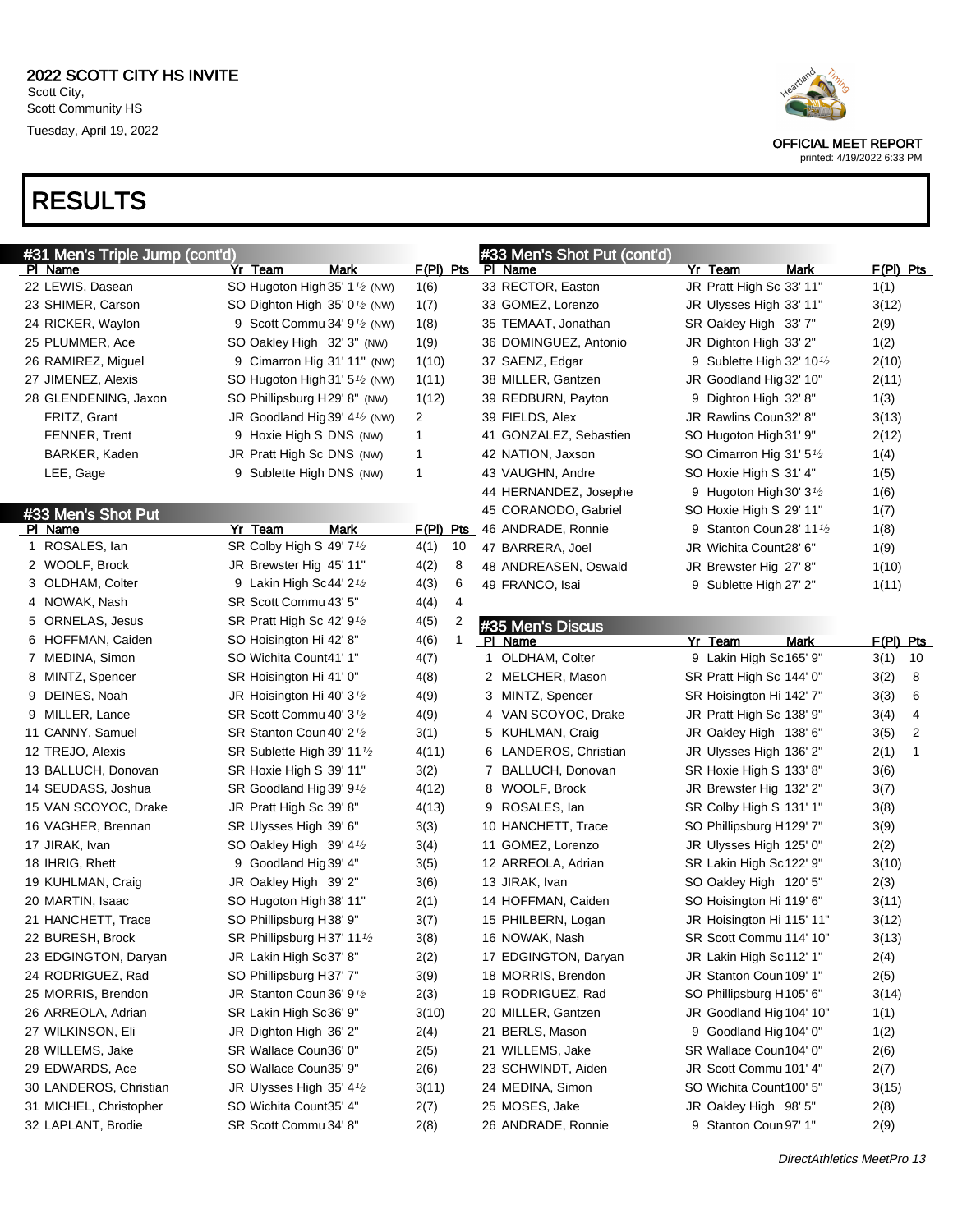# RESULTS

### #31 Men's Triple Jump (cont'd)

| Pl | Name | Yr | Team | Mark | F(Pl) | Pts |
|---|---|---|---|---|---|---|
| 22 | LEWIS, Dasean | SO | Hugoton High | 35' 1½ (NW) | 1(6) | |
| 23 | SHIMER, Carson | SO | Dighton High | 35' 0½ (NW) | 1(7) | |
| 24 | RICKER, Waylon | 9 | Scott Commu | 34' 9½ (NW) | 1(8) | |
| 25 | PLUMMER, Ace | SO | Oakley High | 32' 3" (NW) | 1(9) | |
| 26 | RAMIREZ, Miguel | 9 | Cimarron Hig | 31' 11" (NW) | 1(10) | |
| 27 | JIMENEZ, Alexis | SO | Hugoton High | 31' 5½ (NW) | 1(11) | |
| 28 | GLENDENING, Jaxon | SO | Phillipsburg H | 29' 8" (NW) | 1(12) | |
| | FRITZ, Grant | JR | Goodland Hig | 39' 4½ (NW) | 2 | |
| | FENNER, Trent | 9 | Hoxie High S | DNS (NW) | 1 | |
| | BARKER, Kaden | JR | Pratt High Sc | DNS (NW) | 1 | |
| | LEE, Gage | 9 | Sublette High | DNS (NW) | 1 | |

### #33 Men's Shot Put

| Pl | Name | Yr | Team | Mark | F(Pl) | Pts |
|---|---|---|---|---|---|---|
| 1 | ROSALES, Ian | SR | Colby High S | 49' 7½ | 4(1) | 10 |
| 2 | WOOLF, Brock | JR | Brewster Hig | 45' 11" | 4(2) | 8 |
| 3 | OLDHAM, Colter | 9 | Lakin High Sc | 44' 2½ | 4(3) | 6 |
| 4 | NOWAK, Nash | SR | Scott Commu | 43' 5" | 4(4) | 4 |
| 5 | ORNELAS, Jesus | SR | Pratt High Sc | 42' 9½ | 4(5) | 2 |
| 6 | HOFFMAN, Caiden | SO | Hoisington Hi | 42' 8" | 4(6) | 1 |
| 7 | MEDINA, Simon | SO | Wichita Count | 41' 1" | 4(7) | |
| 8 | MINTZ, Spencer | SR | Hoisington Hi | 41' 0" | 4(8) | |
| 9 | DEINES, Noah | JR | Hoisington Hi | 40' 3½ | 4(9) | |
| 9 | MILLER, Lance | SR | Scott Commu | 40' 3½ | 4(9) | |
| 11 | CANNY, Samuel | SR | Stanton Coun | 40' 2½ | 3(1) | |
| 12 | TREJO, Alexis | SR | Sublette High | 39' 11½ | 4(11) | |
| 13 | BALLUCH, Donovan | SR | Hoxie High S | 39' 11" | 3(2) | |
| 14 | SEUDASS, Joshua | SR | Goodland Hig | 39' 9½ | 4(12) | |
| 15 | VAN SCOYOC, Drake | JR | Pratt High Sc | 39' 8" | 4(13) | |
| 16 | VAGHER, Brennan | SR | Ulysses High | 39' 6" | 3(3) | |
| 17 | JIRAK, Ivan | SO | Oakley High | 39' 4½ | 3(4) | |
| 18 | IHRIG, Rhett | 9 | Goodland Hig | 39' 4" | 3(5) | |
| 19 | KUHLMAN, Craig | JR | Oakley High | 39' 2" | 3(6) | |
| 20 | MARTIN, Isaac | SO | Hugoton High | 38' 11" | 2(1) | |
| 21 | HANCHETT, Trace | SO | Phillipsburg H | 38' 9" | 3(7) | |
| 22 | BURESH, Brock | SR | Phillipsburg H | 37' 11½ | 3(8) | |
| 23 | EDGINGTON, Daryan | JR | Lakin High Sc | 37' 8" | 2(2) | |
| 24 | RODRIGUEZ, Rad | SO | Phillipsburg H | 37' 7" | 3(9) | |
| 25 | MORRIS, Brendon | JR | Stanton Coun | 36' 9½ | 2(3) | |
| 26 | ARREOLA, Adrian | SR | Lakin High Sc | 36' 9" | 3(10) | |
| 27 | WILKINSON, Eli | JR | Dighton High | 36' 2" | 2(4) | |
| 28 | WILLEMS, Jake | SR | Wallace Coun | 36' 0" | 2(5) | |
| 29 | EDWARDS, Ace | SO | Wallace Coun | 35' 9" | 2(6) | |
| 30 | LANDEROS, Christian | JR | Ulysses High | 35' 4½ | 3(11) | |
| 31 | MICHEL, Christopher | SO | Wichita Count | 35' 4" | 2(7) | |
| 32 | LAPLANT, Brodie | SR | Scott Commu | 34' 8" | 2(8) | |
| 33 | RECTOR, Easton | JR | Pratt High Sc | 33' 11" | 1(1) | |
| 33 | GOMEZ, Lorenzo | JR | Ulysses High | 33' 11" | 3(12) | |
| 35 | TEMAAT, Jonathan | SR | Oakley High | 33' 7" | 2(9) | |
| 36 | DOMINGUEZ, Antonio | JR | Dighton High | 33' 2" | 1(2) | |
| 37 | SAENZ, Edgar | 9 | Sublette High | 32' 10½ | 2(10) | |
| 38 | MILLER, Gantzen | JR | Goodland Hig | 32' 10" | 2(11) | |
| 39 | REDBURN, Payton | 9 | Dighton High | 32' 8" | 1(3) | |
| 39 | FIELDS, Alex | JR | Rawlins Coun | 32' 8" | 3(13) | |
| 41 | GONZALEZ, Sebastien | SO | Hugoton High | 31' 9" | 2(12) | |
| 42 | NATION, Jaxson | SO | Cimarron Hig | 31' 5½ | 1(4) | |
| 43 | VAUGHN, Andre | SO | Hoxie High S | 31' 4" | 1(5) | |
| 44 | HERNANDEZ, Josephe | 9 | Hugoton High | 30' 3½ | 1(6) | |
| 45 | CORANODO, Gabriel | SO | Hoxie High S | 29' 11" | 1(7) | |
| 46 | ANDRADE, Ronnie | 9 | Stanton Coun | 28' 11½ | 1(8) | |
| 47 | BARRERA, Joel | JR | Wichita Count | 28' 6" | 1(9) | |
| 48 | ANDREASEN, Oswald | JR | Brewster Hig | 27' 8" | 1(10) | |
| 49 | FRANCO, Isai | 9 | Sublette High | 27' 2" | 1(11) | |

### #35 Men's Discus

| Pl | Name | Yr | Team | Mark | F(Pl) | Pts |
|---|---|---|---|---|---|---|
| 1 | OLDHAM, Colter | 9 | Lakin High Sc | 165' 9" | 3(1) | 10 |
| 2 | MELCHER, Mason | SR | Pratt High Sc | 144' 0" | 3(2) | 8 |
| 3 | MINTZ, Spencer | SR | Hoisington Hi | 142' 7" | 3(3) | 6 |
| 4 | VAN SCOYOC, Drake | JR | Pratt High Sc | 138' 9" | 3(4) | 4 |
| 5 | KUHLMAN, Craig | JR | Oakley High | 138' 6" | 3(5) | 2 |
| 6 | LANDEROS, Christian | JR | Ulysses High | 136' 2" | 2(1) | 1 |
| 7 | BALLUCH, Donovan | SR | Hoxie High S | 133' 8" | 3(6) | |
| 8 | WOOLF, Brock | JR | Brewster Hig | 132' 2" | 3(7) | |
| 9 | ROSALES, Ian | SR | Colby High S | 131' 1" | 3(8) | |
| 10 | HANCHETT, Trace | SO | Phillipsburg H | 129' 7" | 3(9) | |
| 11 | GOMEZ, Lorenzo | JR | Ulysses High | 125' 0" | 2(2) | |
| 12 | ARREOLA, Adrian | SR | Lakin High Sc | 122' 9" | 3(10) | |
| 13 | JIRAK, Ivan | SO | Oakley High | 120' 5" | 2(3) | |
| 14 | HOFFMAN, Caiden | SO | Hoisington Hi | 119' 6" | 3(11) | |
| 15 | PHILBERN, Logan | JR | Hoisington Hi | 115' 11" | 3(12) | |
| 16 | NOWAK, Nash | SR | Scott Commu | 114' 10" | 3(13) | |
| 17 | EDGINGTON, Daryan | JR | Lakin High Sc | 112' 1" | 2(4) | |
| 18 | MORRIS, Brendon | JR | Stanton Coun | 109' 1" | 2(5) | |
| 19 | RODRIGUEZ, Rad | SO | Phillipsburg H | 105' 6" | 3(14) | |
| 20 | MILLER, Gantzen | JR | Goodland Hig | 104' 10" | 1(1) | |
| 21 | BERLS, Mason | 9 | Goodland Hig | 104' 0" | 1(2) | |
| 21 | WILLEMS, Jake | SR | Wallace Coun | 104' 0" | 2(6) | |
| 23 | SCHWINDT, Aiden | JR | Scott Commu | 101' 4" | 2(7) | |
| 24 | MEDINA, Simon | SO | Wichita Count | 100' 5" | 3(15) | |
| 25 | MOSES, Jake | JR | Oakley High | 98' 5" | 2(8) | |
| 26 | ANDRADE, Ronnie | 9 | Stanton Coun | 97' 1" | 2(9) | |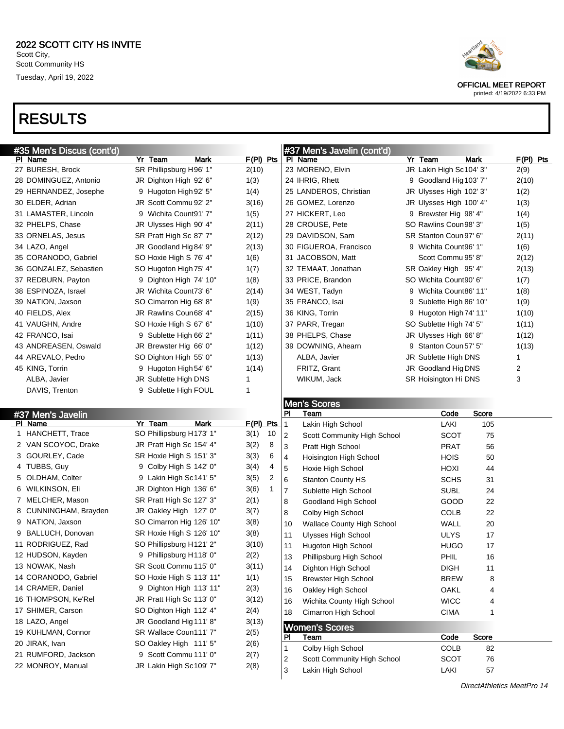# 2022 SCOTT CITY HS INVITE

Scott City,
Scott Community HS
Tuesday, April 19, 2022

OFFICIAL MEET REPORT
printed: 4/19/2022 6:33 PM

# RESULTS

## #35 Men's Discus (cont'd)

| Pl | Name | Yr | Team | Mark | F(Pl) | Pts |
|---|---|---|---|---|---|---|
| 27 | BURESH, Brock | SR | Phillipsburg H | 96' 1" | 2(10) | |
| 28 | DOMINGUEZ, Antonio | JR | Dighton High | 92' 6" | 1(3) | |
| 29 | HERNANDEZ, Josephe | 9 | Hugoton High | 92' 5" | 1(4) | |
| 30 | ELDER, Adrian | JR | Scott Commu | 92' 2" | 3(16) | |
| 31 | LAMASTER, Lincoln | 9 | Wichita Count | 91' 7" | 1(5) | |
| 32 | PHELPS, Chase | JR | Ulysses High | 90' 4" | 2(11) | |
| 33 | ORNELAS, Jesus | SR | Pratt High Sc | 87' 7" | 2(12) | |
| 34 | LAZO, Angel | JR | Goodland Hig | 84' 9" | 2(13) | |
| 35 | CORANODO, Gabriel | SO | Hoxie High S | 76' 4" | 1(6) | |
| 36 | GONZALEZ, Sebastien | SO | Hugoton High | 75' 4" | 1(7) | |
| 37 | REDBURN, Payton | 9 | Dighton High | 74' 10" | 1(8) | |
| 38 | ESPINOZA, Israel | JR | Wichita Count | 73' 6" | 2(14) | |
| 39 | NATION, Jaxson | SO | Cimarron Hig | 68' 8" | 1(9) | |
| 40 | FIELDS, Alex | JR | Rawlins Coun | 68' 4" | 2(15) | |
| 41 | VAUGHN, Andre | SO | Hoxie High S | 67' 6" | 1(10) | |
| 42 | FRANCO, Isai | 9 | Sublette High | 66' 2" | 1(11) | |
| 43 | ANDREASEN, Oswald | JR | Brewster Hig | 66' 0" | 1(12) | |
| 44 | AREVALO, Pedro | SO | Dighton High | 55' 0" | 1(13) | |
| 45 | KING, Torrin | 9 | Hugoton High | 54' 6" | 1(14) | |
| | ALBA, Javier | JR | Sublette High | DNS | 1 | |
| | DAVIS, Trenton | 9 | Sublette High | FOUL | 1 | |

## #37 Men's Javelin

| Pl | Name | Yr | Team | Mark | F(Pl) | Pts |
|---|---|---|---|---|---|---|
| 1 | HANCHETT, Trace | SO | Phillipsburg H | 173' 1" | 3(1) | 10 |
| 2 | VAN SCOYOC, Drake | JR | Pratt High Sc | 154' 4" | 3(2) | 8 |
| 3 | GOURLEY, Cade | SR | Hoxie High S | 151' 3" | 3(3) | 6 |
| 4 | TUBBS, Guy | 9 | Colby High S | 142' 0" | 3(4) | 4 |
| 5 | OLDHAM, Colter | 9 | Lakin High Sc | 141' 5" | 3(5) | 2 |
| 6 | WILKINSON, Eli | JR | Dighton High | 136' 6" | 3(6) | 1 |
| 7 | MELCHER, Mason | SR | Pratt High Sc | 127' 3" | 2(1) | |
| 8 | CUNNINGHAM, Brayden | JR | Oakley High | 127' 0" | 3(7) | |
| 9 | NATION, Jaxson | SO | Cimarron Hig | 126' 10" | 3(8) | |
| 9 | BALLUCH, Donovan | SR | Hoxie High S | 126' 10" | 3(8) | |
| 11 | RODRIGUEZ, Rad | SO | Phillipsburg H | 121' 2" | 3(10) | |
| 12 | HUDSON, Kayden | 9 | Phillipsburg H | 118' 0" | 2(2) | |
| 13 | NOWAK, Nash | SR | Scott Commu | 115' 0" | 3(11) | |
| 14 | CORANODO, Gabriel | SO | Hoxie High S | 113' 11" | 1(1) | |
| 14 | CRAMER, Daniel | 9 | Dighton High | 113' 11" | 2(3) | |
| 16 | THOMPSON, Ke'Rel | JR | Pratt High Sc | 113' 0" | 3(12) | |
| 17 | SHIMER, Carson | SO | Dighton High | 112' 4" | 2(4) | |
| 18 | LAZO, Angel | JR | Goodland Hig | 111' 8" | 3(13) | |
| 19 | KUHLMAN, Connor | SR | Wallace Coun | 111' 7" | 2(5) | |
| 20 | JIRAK, Ivan | SO | Oakley High | 111' 5" | 2(6) | |
| 21 | RUMFORD, Jackson | 9 | Scott Commu | 111' 0" | 2(7) | |
| 22 | MONROY, Manual | JR | Lakin High Sc | 109' 7" | 2(8) | |
| 23 | MORENO, Elvin | JR | Lakin High Sc | 104' 3" | 2(9) | |
| 24 | IHRIG, Rhett | 9 | Goodland Hig | 103' 7" | 2(10) | |
| 25 | LANDEROS, Christian | JR | Ulysses High | 102' 3" | 1(2) | |
| 26 | GOMEZ, Lorenzo | JR | Ulysses High | 100' 4" | 1(3) | |
| 27 | HICKERT, Leo | 9 | Brewster Hig | 98' 4" | 1(4) | |
| 28 | CROUSE, Pete | SO | Rawlins Coun | 98' 3" | 1(5) | |
| 29 | DAVIDSON, Sam | SR | Stanton Coun | 97' 6" | 2(11) | |
| 30 | FIGUEROA, Francisco | 9 | Wichita Count | 96' 1" | 1(6) | |
| 31 | JACOBSON, Matt | | Scott Commu | 95' 8" | 2(12) | |
| 32 | TEMAAT, Jonathan | SR | Oakley High | 95' 4" | 2(13) | |
| 33 | PRICE, Brandon | SO | Wichita Count | 90' 6" | 1(7) | |
| 34 | WEST, Tadyn | 9 | Wichita Count | 86' 11" | 1(8) | |
| 35 | FRANCO, Isai | 9 | Sublette High | 86' 10" | 1(9) | |
| 36 | KING, Torrin | 9 | Hugoton High | 74' 11" | 1(10) | |
| 37 | PARR, Tregan | SO | Sublette High | 74' 5" | 1(11) | |
| 38 | PHELPS, Chase | JR | Ulysses High | 66' 8" | 1(12) | |
| 39 | DOWNING, Ahearn | 9 | Stanton Coun | 57' 5" | 1(13) | |
| | ALBA, Javier | JR | Sublette High | DNS | 1 | |
| | FRITZ, Grant | JR | Goodland Hig | DNS | 2 | |
| | WIKUM, Jack | SR | Hoisington Hi | DNS | 3 | |

## Men's Scores

| Pl | Team | Code | Score |
|---|---|---|---|
| 1 | Lakin High School | LAKI | 105 |
| 2 | Scott Community High School | SCOT | 75 |
| 3 | Pratt High School | PRAT | 56 |
| 4 | Hoisington High School | HOIS | 50 |
| 5 | Hoxie High School | HOXI | 44 |
| 6 | Stanton County HS | SCHS | 31 |
| 7 | Sublette High School | SUBL | 24 |
| 8 | Goodland High School | GOOD | 22 |
| 8 | Colby High School | COLB | 22 |
| 10 | Wallace County High School | WALL | 20 |
| 11 | Ulysses High School | ULYS | 17 |
| 11 | Hugoton High School | HUGO | 17 |
| 13 | Phillipsburg High School | PHIL | 16 |
| 14 | Dighton High School | DIGH | 11 |
| 15 | Brewster High School | BREW | 8 |
| 16 | Oakley High School | OAKL | 4 |
| 16 | Wichita County High School | WICC | 4 |
| 18 | Cimarron High School | CIMA | 1 |

## Women's Scores

| Pl | Team | Code | Score |
|---|---|---|---|
| 1 | Colby High School | COLB | 82 |
| 2 | Scott Community High School | SCOT | 76 |
| 3 | Lakin High School | LAKI | 57 |

*DirectAthletics MeetPro 14*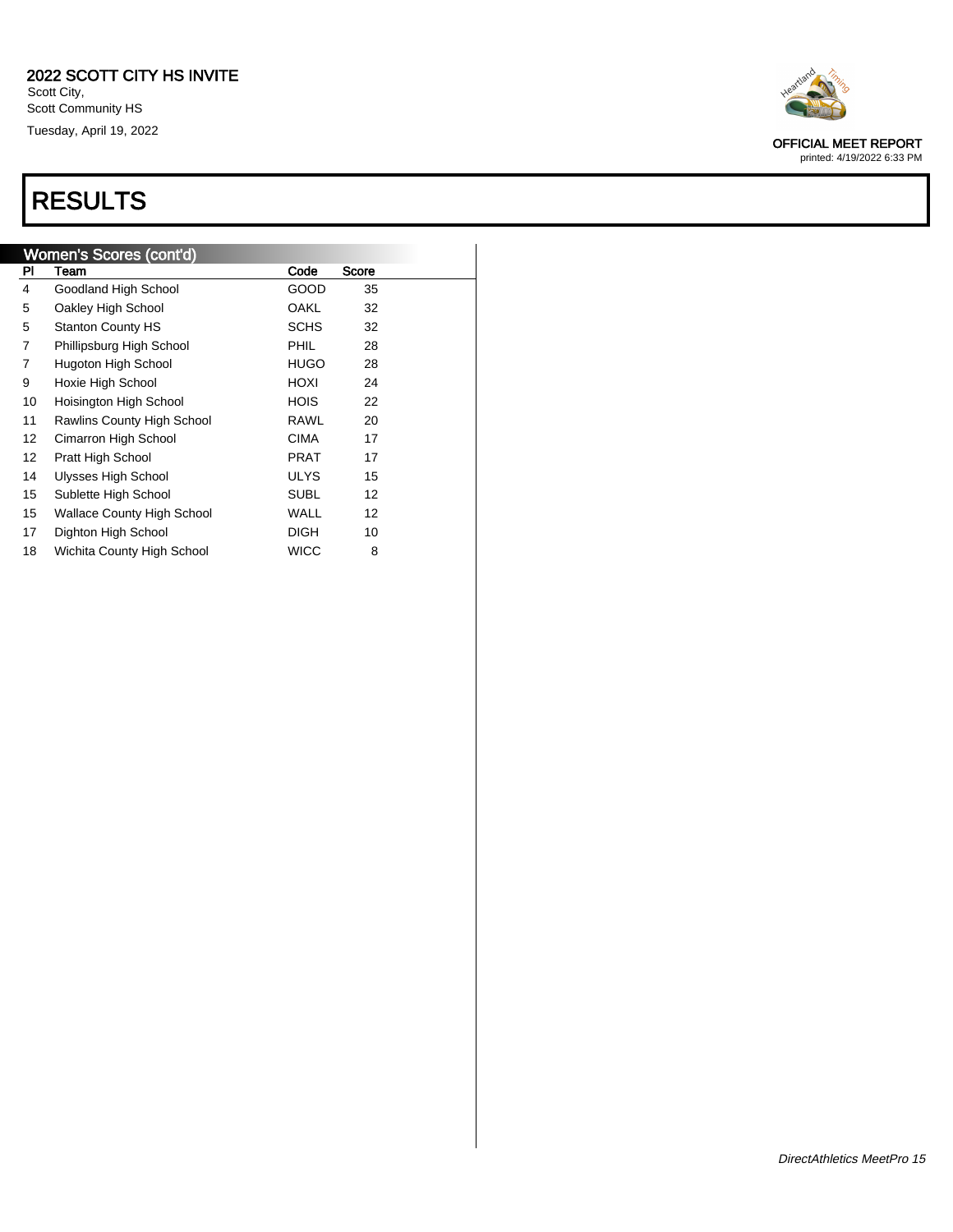2022 SCOTT CITY HS INVITE
Scott City,
Scott Community HS
Tuesday, April 19, 2022

OFFICIAL MEET REPORT
printed: 4/19/2022 6:33 PM

# RESULTS

## Women's Scores (cont'd)

| Pl | Team | Code | Score |
|---|---|---|---|
| 4 | Goodland High School | GOOD | 35 |
| 5 | Oakley High School | OAKL | 32 |
| 5 | Stanton County HS | SCHS | 32 |
| 7 | Phillipsburg High School | PHIL | 28 |
| 7 | Hugoton High School | HUGO | 28 |
| 9 | Hoxie High School | HOXI | 24 |
| 10 | Hoisington High School | HOIS | 22 |
| 11 | Rawlins County High School | RAWL | 20 |
| 12 | Cimarron High School | CIMA | 17 |
| 12 | Pratt High School | PRAT | 17 |
| 14 | Ulysses High School | ULYS | 15 |
| 15 | Sublette High School | SUBL | 12 |
| 15 | Wallace County High School | WALL | 12 |
| 17 | Dighton High School | DIGH | 10 |
| 18 | Wichita County High School | WICC | 8 |